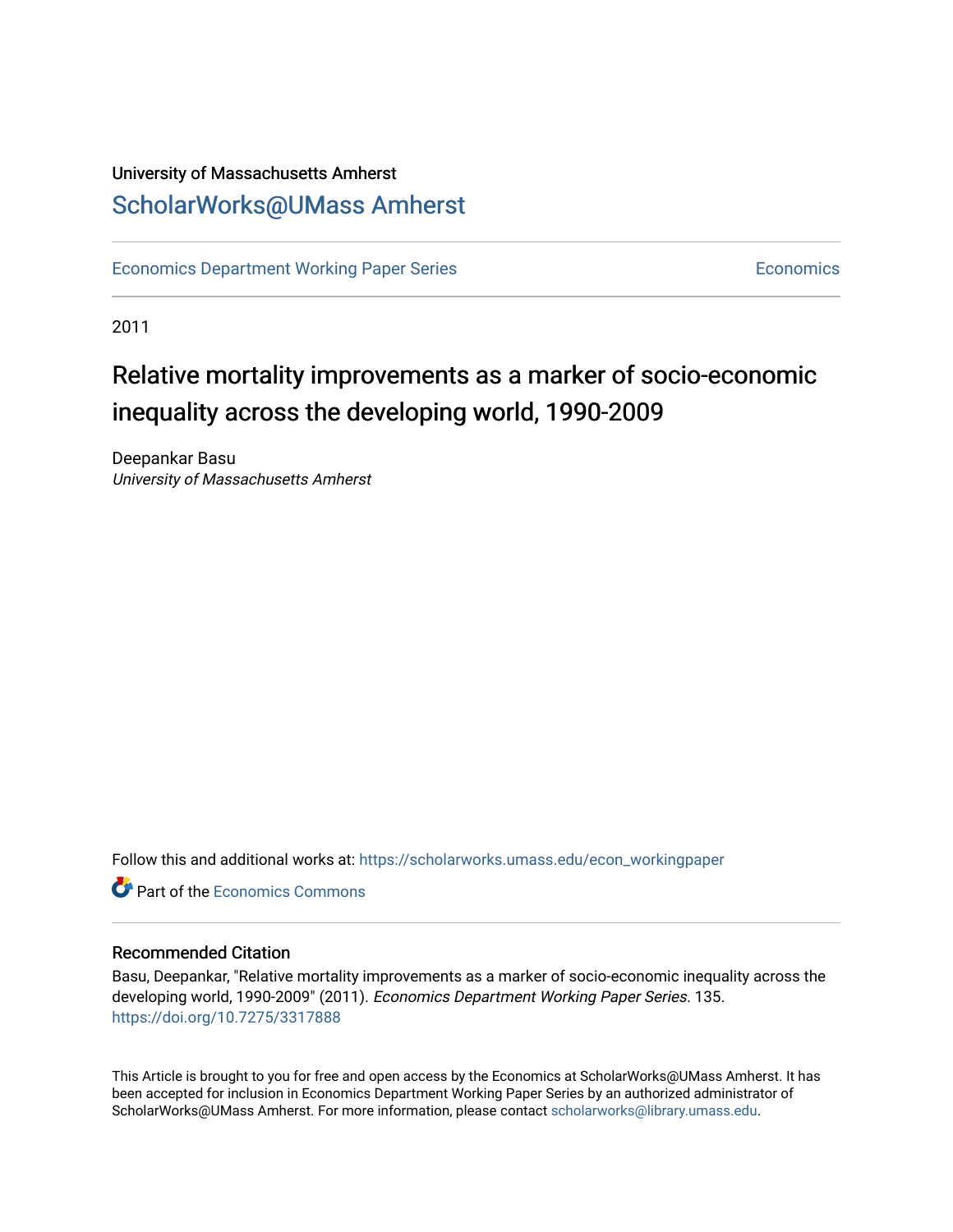University of Massachusetts Amherst

ScholarWorks@UMass Amherst

Economics Department Working Paper Series | Economics

2011

# Relative mortality improvements as a marker of socio-economic inequality across the developing world, 1990-2009

Deepankar Basu
*University of Massachusetts Amherst*

Follow this and additional works at: https://scholarworks.umass.edu/econ_workingpaper

Part of the Economics Commons

## Recommended Citation

Basu, Deepankar, "Relative mortality improvements as a marker of socio-economic inequality across the developing world, 1990-2009" (2011). *Economics Department Working Paper Series*. 135.
https://doi.org/10.7275/3317888

This Article is brought to you for free and open access by the Economics at ScholarWorks@UMass Amherst. It has been accepted for inclusion in Economics Department Working Paper Series by an authorized administrator of ScholarWorks@UMass Amherst. For more information, please contact scholarworks@library.umass.edu.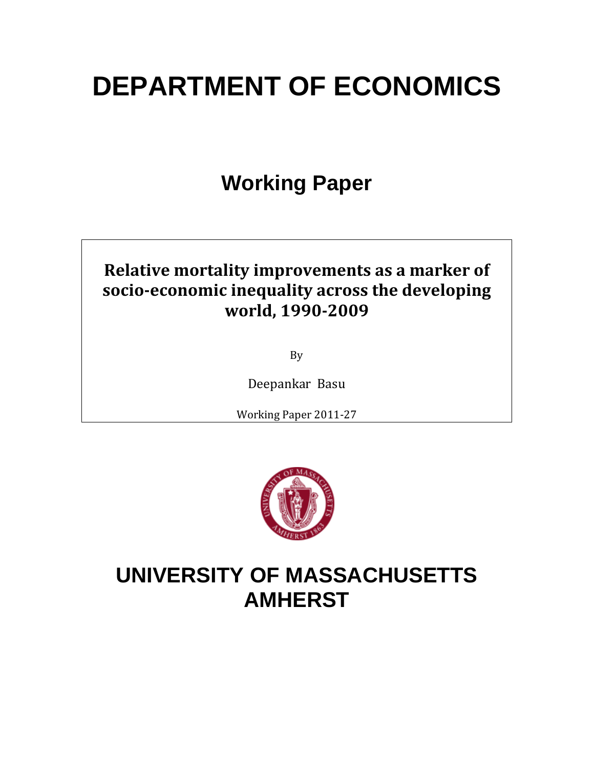# DEPARTMENT OF ECONOMICS

## Working Paper

**Relative mortality improvements as a marker of socio-economic inequality across the developing world, 1990-2009**

By

Deepankar Basu

Working Paper 2011-27

# UNIVERSITY OF MASSACHUSETTS AMHERST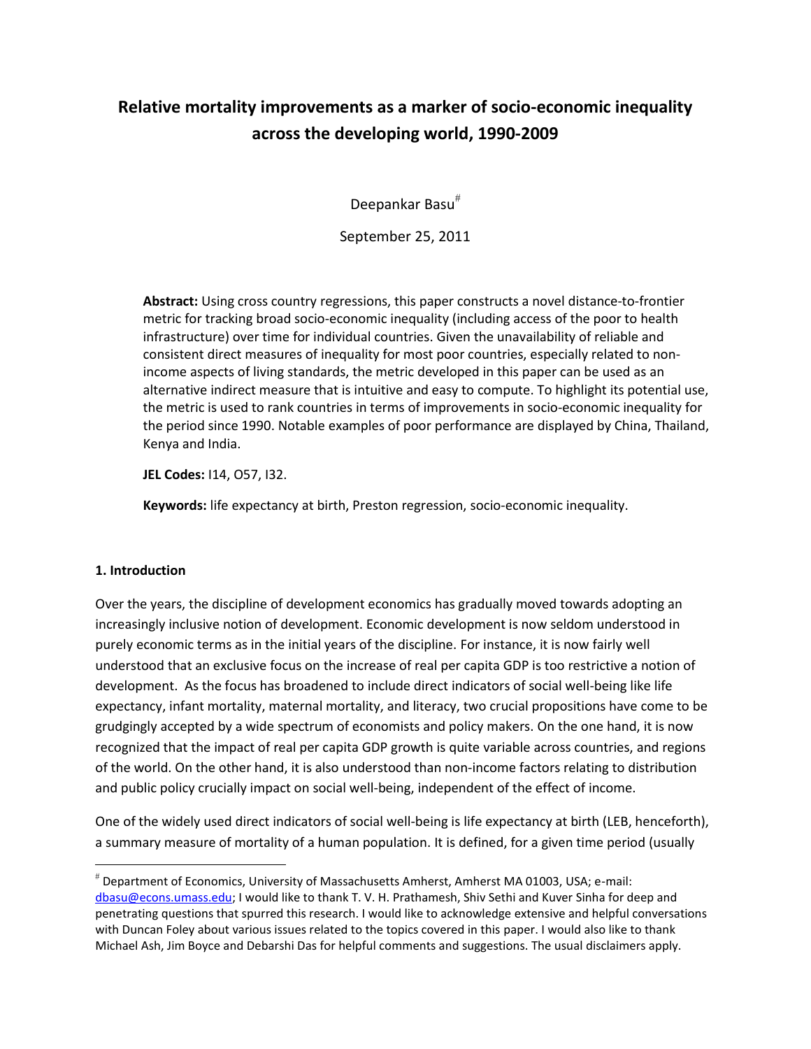# Relative mortality improvements as a marker of socio-economic inequality across the developing world, 1990-2009

Deepankar Basu[#]

September 25, 2011

**Abstract:** Using cross country regressions, this paper constructs a novel distance-to-frontier metric for tracking broad socio-economic inequality (including access of the poor to health infrastructure) over time for individual countries. Given the unavailability of reliable and consistent direct measures of inequality for most poor countries, especially related to non-income aspects of living standards, the metric developed in this paper can be used as an alternative indirect measure that is intuitive and easy to compute. To highlight its potential use, the metric is used to rank countries in terms of improvements in socio-economic inequality for the period since 1990. Notable examples of poor performance are displayed by China, Thailand, Kenya and India.

**JEL Codes:** I14, O57, I32.

**Keywords:** life expectancy at birth, Preston regression, socio-economic inequality.

## 1. Introduction

Over the years, the discipline of development economics has gradually moved towards adopting an increasingly inclusive notion of development. Economic development is now seldom understood in purely economic terms as in the initial years of the discipline. For instance, it is now fairly well understood that an exclusive focus on the increase of real per capita GDP is too restrictive a notion of development. As the focus has broadened to include direct indicators of social well-being like life expectancy, infant mortality, maternal mortality, and literacy, two crucial propositions have come to be grudgingly accepted by a wide spectrum of economists and policy makers. On the one hand, it is now recognized that the impact of real per capita GDP growth is quite variable across countries, and regions of the world. On the other hand, it is also understood than non-income factors relating to distribution and public policy crucially impact on social well-being, independent of the effect of income.

One of the widely used direct indicators of social well-being is life expectancy at birth (LEB, henceforth), a summary measure of mortality of a human population. It is defined, for a given time period (usually

[#] Department of Economics, University of Massachusetts Amherst, Amherst MA 01003, USA; e-mail: dbasu@econs.umass.edu; I would like to thank T. V. H. Prathamesh, Shiv Sethi and Kuver Sinha for deep and penetrating questions that spurred this research. I would like to acknowledge extensive and helpful conversations with Duncan Foley about various issues related to the topics covered in this paper. I would also like to thank Michael Ash, Jim Boyce and Debarshi Das for helpful comments and suggestions. The usual disclaimers apply.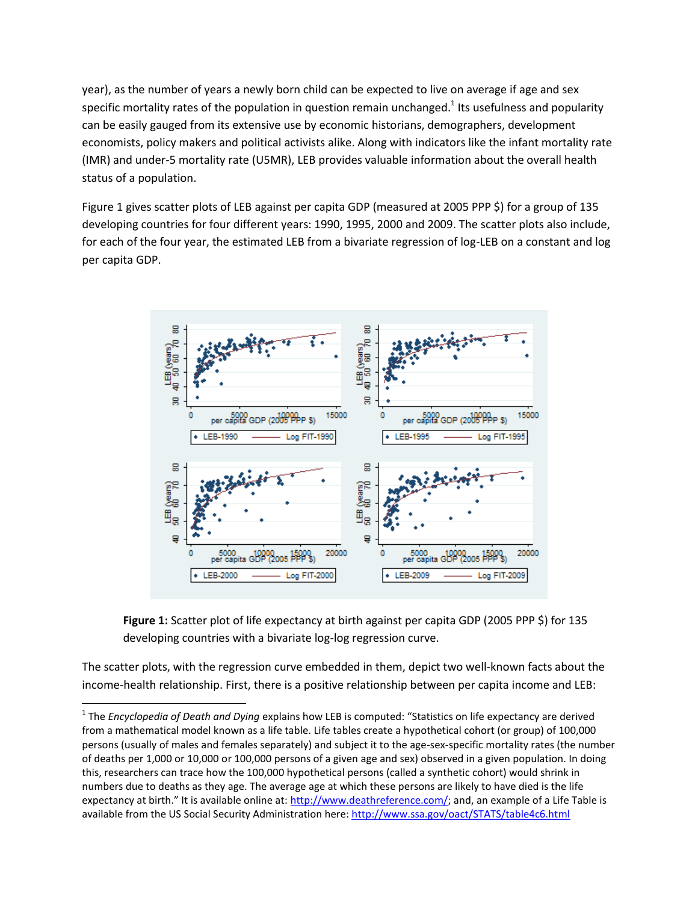year), as the number of years a newly born child can be expected to live on average if age and sex specific mortality rates of the population in question remain unchanged.[1] Its usefulness and popularity can be easily gauged from its extensive use by economic historians, demographers, development economists, policy makers and political activists alike. Along with indicators like the infant mortality rate (IMR) and under-5 mortality rate (U5MR), LEB provides valuable information about the overall health status of a population.

Figure 1 gives scatter plots of LEB against per capita GDP (measured at 2005 PPP $) for a group of 135 developing countries for four different years: 1990, 1995, 2000 and 2009. The scatter plots also include, for each of the four year, the estimated LEB from a bivariate regression of log-LEB on a constant and log per capita GDP.

**Figure 1:** Scatter plot of life expectancy at birth against per capita GDP (2005 PPP $) for 135 developing countries with a bivariate log-log regression curve.

The scatter plots, with the regression curve embedded in them, depict two well-known facts about the income-health relationship. First, there is a positive relationship between per capita income and LEB:

[1] The *Encyclopedia of Death and Dying* explains how LEB is computed: "Statistics on life expectancy are derived from a mathematical model known as a life table. Life tables create a hypothetical cohort (or group) of 100,000 persons (usually of males and females separately) and subject it to the age-sex-specific mortality rates (the number of deaths per 1,000 or 10,000 or 100,000 persons of a given age and sex) observed in a given population. In doing this, researchers can trace how the 100,000 hypothetical persons (called a synthetic cohort) would shrink in numbers due to deaths as they age. The average age at which these persons are likely to have died is the life expectancy at birth." It is available online at: http://www.deathreference.com/; and, an example of a Life Table is available from the US Social Security Administration here: http://www.ssa.gov/oact/STATS/table4c6.html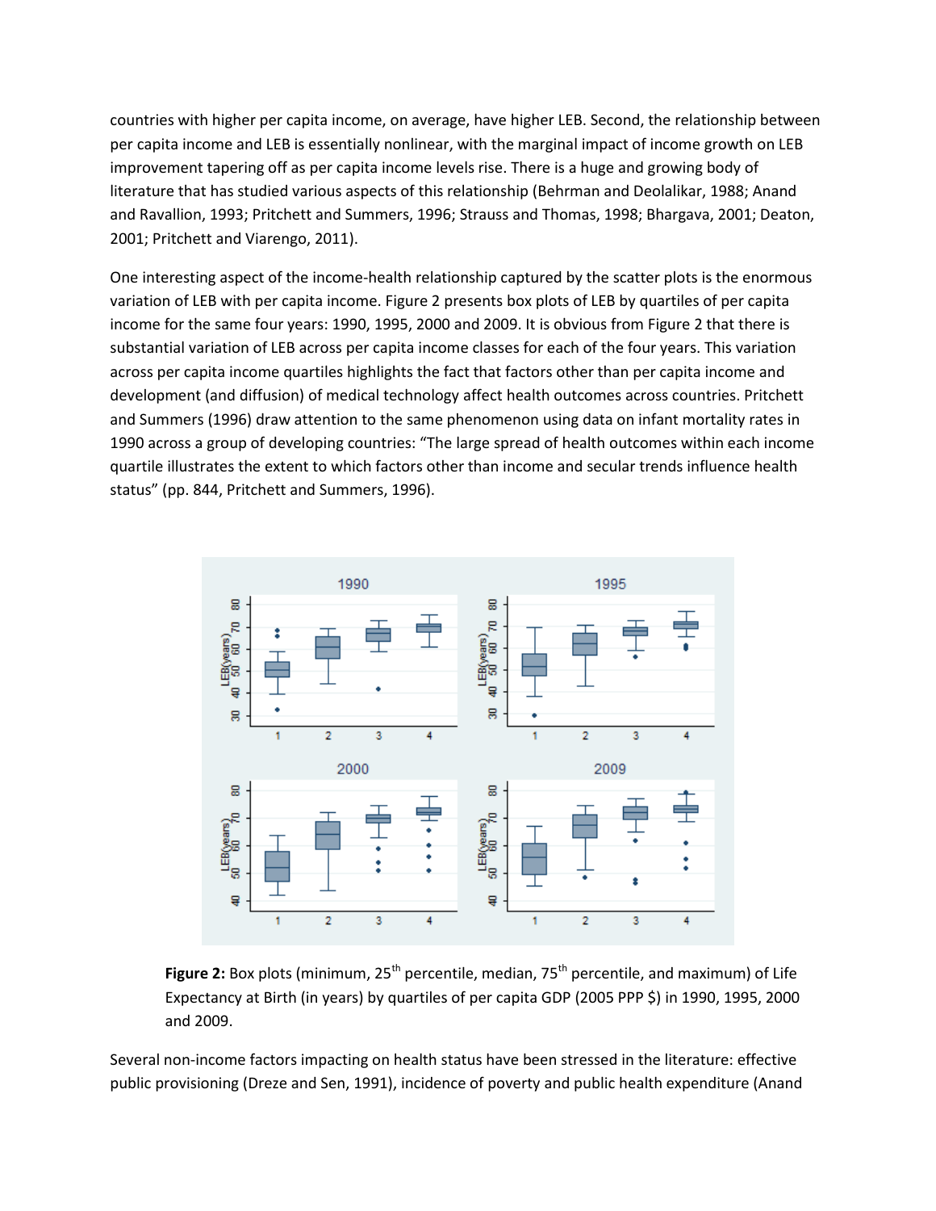countries with higher per capita income, on average, have higher LEB. Second, the relationship between per capita income and LEB is essentially nonlinear, with the marginal impact of income growth on LEB improvement tapering off as per capita income levels rise. There is a huge and growing body of literature that has studied various aspects of this relationship (Behrman and Deolalikar, 1988; Anand and Ravallion, 1993; Pritchett and Summers, 1996; Strauss and Thomas, 1998; Bhargava, 2001; Deaton, 2001; Pritchett and Viarengo, 2011).

One interesting aspect of the income-health relationship captured by the scatter plots is the enormous variation of LEB with per capita income. Figure 2 presents box plots of LEB by quartiles of per capita income for the same four years: 1990, 1995, 2000 and 2009. It is obvious from Figure 2 that there is substantial variation of LEB across per capita income classes for each of the four years. This variation across per capita income quartiles highlights the fact that factors other than per capita income and development (and diffusion) of medical technology affect health outcomes across countries. Pritchett and Summers (1996) draw attention to the same phenomenon using data on infant mortality rates in 1990 across a group of developing countries: "The large spread of health outcomes within each income quartile illustrates the extent to which factors other than income and secular trends influence health status" (pp. 844, Pritchett and Summers, 1996).

**Figure 2:** Box plots (minimum, 25th percentile, median, 75th percentile, and maximum) of Life Expectancy at Birth (in years) by quartiles of per capita GDP (2005 PPP $) in 1990, 1995, 2000 and 2009.

Several non-income factors impacting on health status have been stressed in the literature: effective public provisioning (Dreze and Sen, 1991), incidence of poverty and public health expenditure (Anand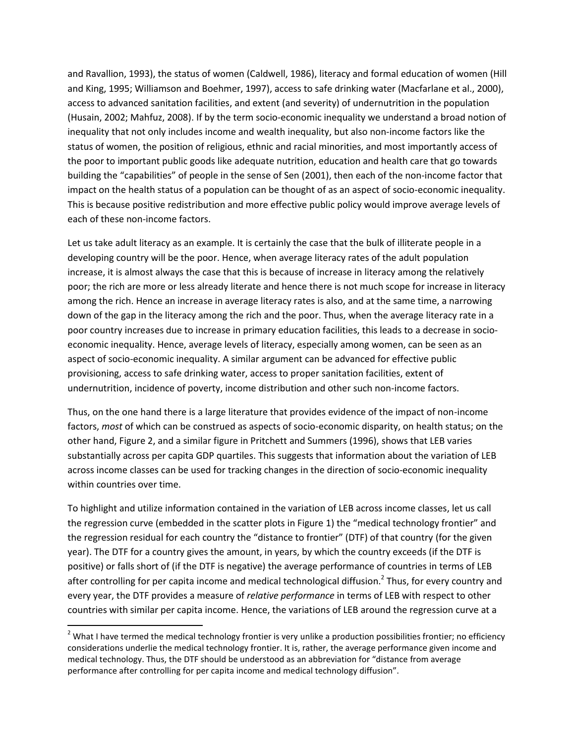and Ravallion, 1993), the status of women (Caldwell, 1986), literacy and formal education of women (Hill and King, 1995; Williamson and Boehmer, 1997), access to safe drinking water (Macfarlane et al., 2000), access to advanced sanitation facilities, and extent (and severity) of undernutrition in the population (Husain, 2002; Mahfuz, 2008). If by the term socio-economic inequality we understand a broad notion of inequality that not only includes income and wealth inequality, but also non-income factors like the status of women, the position of religious, ethnic and racial minorities, and most importantly access of the poor to important public goods like adequate nutrition, education and health care that go towards building the "capabilities" of people in the sense of Sen (2001), then each of the non-income factor that impact on the health status of a population can be thought of as an aspect of socio-economic inequality. This is because positive redistribution and more effective public policy would improve average levels of each of these non-income factors.

Let us take adult literacy as an example. It is certainly the case that the bulk of illiterate people in a developing country will be the poor. Hence, when average literacy rates of the adult population increase, it is almost always the case that this is because of increase in literacy among the relatively poor; the rich are more or less already literate and hence there is not much scope for increase in literacy among the rich. Hence an increase in average literacy rates is also, and at the same time, a narrowing down of the gap in the literacy among the rich and the poor. Thus, when the average literacy rate in a poor country increases due to increase in primary education facilities, this leads to a decrease in socio-economic inequality. Hence, average levels of literacy, especially among women, can be seen as an aspect of socio-economic inequality. A similar argument can be advanced for effective public provisioning, access to safe drinking water, access to proper sanitation facilities, extent of undernutrition, incidence of poverty, income distribution and other such non-income factors.

Thus, on the one hand there is a large literature that provides evidence of the impact of non-income factors, *most* of which can be construed as aspects of socio-economic disparity, on health status; on the other hand, Figure 2, and a similar figure in Pritchett and Summers (1996), shows that LEB varies substantially across per capita GDP quartiles. This suggests that information about the variation of LEB across income classes can be used for tracking changes in the direction of socio-economic inequality within countries over time.

To highlight and utilize information contained in the variation of LEB across income classes, let us call the regression curve (embedded in the scatter plots in Figure 1) the "medical technology frontier" and the regression residual for each country the "distance to frontier" (DTF) of that country (for the given year). The DTF for a country gives the amount, in years, by which the country exceeds (if the DTF is positive) or falls short of (if the DTF is negative) the average performance of countries in terms of LEB after controlling for per capita income and medical technological diffusion.[2] Thus, for every country and every year, the DTF provides a measure of *relative performance* in terms of LEB with respect to other countries with similar per capita income. Hence, the variations of LEB around the regression curve at a

[2] What I have termed the medical technology frontier is very unlike a production possibilities frontier; no efficiency considerations underlie the medical technology frontier. It is, rather, the average performance given income and medical technology. Thus, the DTF should be understood as an abbreviation for "distance from average performance after controlling for per capita income and medical technology diffusion".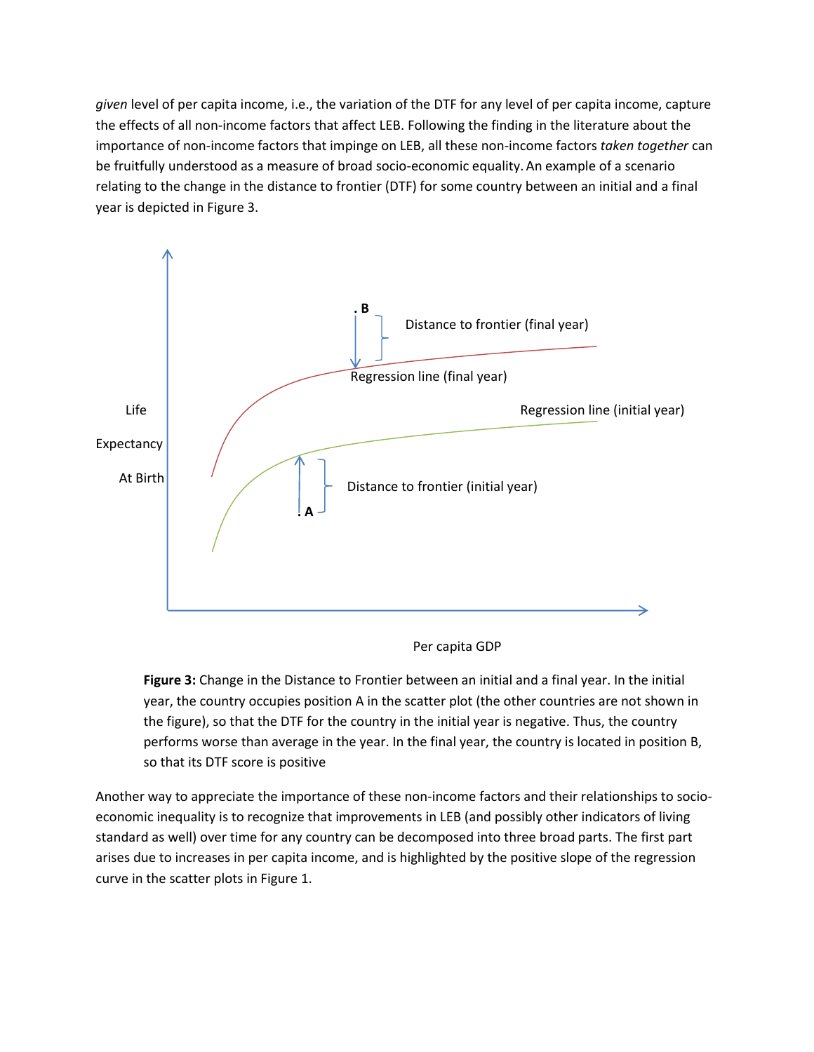*given* level of per capita income, i.e., the variation of the DTF for any level of per capita income, capture the effects of all non-income factors that affect LEB. Following the finding in the literature about the importance of non-income factors that impinge on LEB, all these non-income factors *taken together* can be fruitfully understood as a measure of broad socio-economic equality. An example of a scenario relating to the change in the distance to frontier (DTF) for some country between an initial and a final year is depicted in Figure 3.

**Figure 3:** Change in the Distance to Frontier between an initial and a final year. In the initial year, the country occupies position A in the scatter plot (the other countries are not shown in the figure), so that the DTF for the country in the initial year is negative. Thus, the country performs worse than average in the year. In the final year, the country is located in position B, so that its DTF score is positive

Another way to appreciate the importance of these non-income factors and their relationships to socio-economic inequality is to recognize that improvements in LEB (and possibly other indicators of living standard as well) over time for any country can be decomposed into three broad parts. The first part arises due to increases in per capita income, and is highlighted by the positive slope of the regression curve in the scatter plots in Figure 1.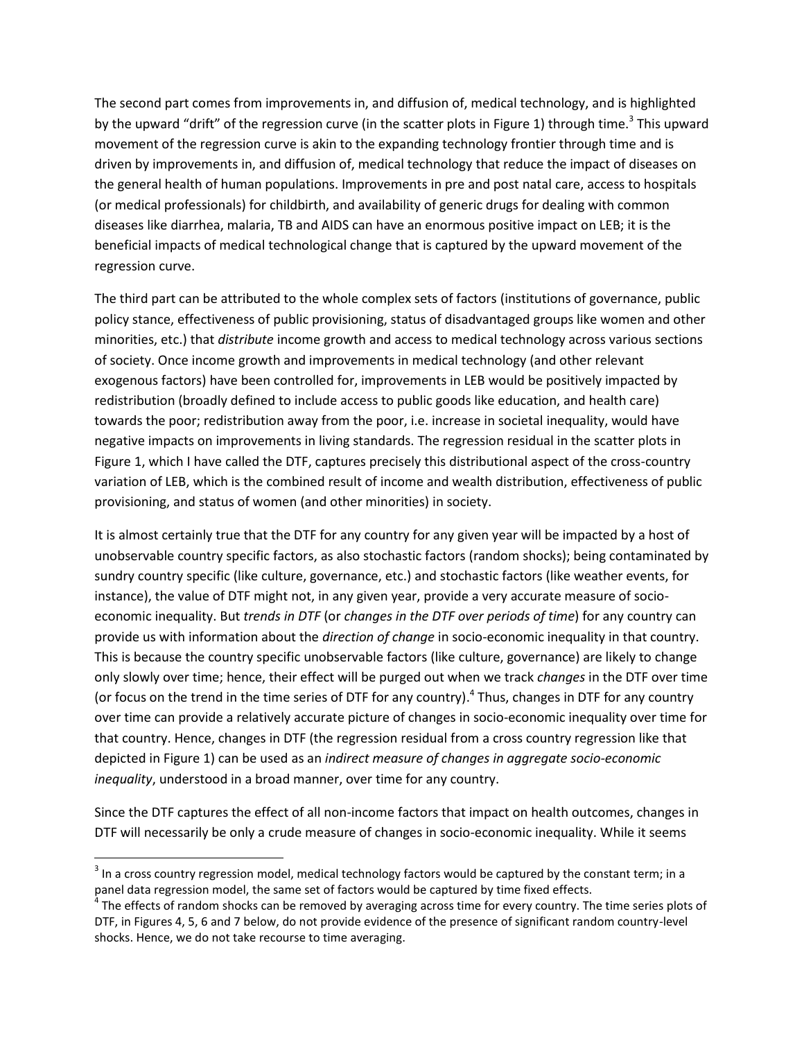The second part comes from improvements in, and diffusion of, medical technology, and is highlighted by the upward "drift" of the regression curve (in the scatter plots in Figure 1) through time.[3] This upward movement of the regression curve is akin to the expanding technology frontier through time and is driven by improvements in, and diffusion of, medical technology that reduce the impact of diseases on the general health of human populations. Improvements in pre and post natal care, access to hospitals (or medical professionals) for childbirth, and availability of generic drugs for dealing with common diseases like diarrhea, malaria, TB and AIDS can have an enormous positive impact on LEB; it is the beneficial impacts of medical technological change that is captured by the upward movement of the regression curve.

The third part can be attributed to the whole complex sets of factors (institutions of governance, public policy stance, effectiveness of public provisioning, status of disadvantaged groups like women and other minorities, etc.) that *distribute* income growth and access to medical technology across various sections of society. Once income growth and improvements in medical technology (and other relevant exogenous factors) have been controlled for, improvements in LEB would be positively impacted by redistribution (broadly defined to include access to public goods like education, and health care) towards the poor; redistribution away from the poor, i.e. increase in societal inequality, would have negative impacts on improvements in living standards. The regression residual in the scatter plots in Figure 1, which I have called the DTF, captures precisely this distributional aspect of the cross-country variation of LEB, which is the combined result of income and wealth distribution, effectiveness of public provisioning, and status of women (and other minorities) in society.

It is almost certainly true that the DTF for any country for any given year will be impacted by a host of unobservable country specific factors, as also stochastic factors (random shocks); being contaminated by sundry country specific (like culture, governance, etc.) and stochastic factors (like weather events, for instance), the value of DTF might not, in any given year, provide a very accurate measure of socio-economic inequality. But *trends in DTF* (or *changes in the DTF over periods of time*) for any country can provide us with information about the *direction of change* in socio-economic inequality in that country. This is because the country specific unobservable factors (like culture, governance) are likely to change only slowly over time; hence, their effect will be purged out when we track *changes* in the DTF over time (or focus on the trend in the time series of DTF for any country).[4] Thus, changes in DTF for any country over time can provide a relatively accurate picture of changes in socio-economic inequality over time for that country. Hence, changes in DTF (the regression residual from a cross country regression like that depicted in Figure 1) can be used as an *indirect measure of changes in aggregate socio-economic inequality*, understood in a broad manner, over time for any country.

Since the DTF captures the effect of all non-income factors that impact on health outcomes, changes in DTF will necessarily be only a crude measure of changes in socio-economic inequality. While it seems

---

[3] In a cross country regression model, medical technology factors would be captured by the constant term; in a panel data regression model, the same set of factors would be captured by time fixed effects.

[4] The effects of random shocks can be removed by averaging across time for every country. The time series plots of DTF, in Figures 4, 5, 6 and 7 below, do not provide evidence of the presence of significant random country-level shocks. Hence, we do not take recourse to time averaging.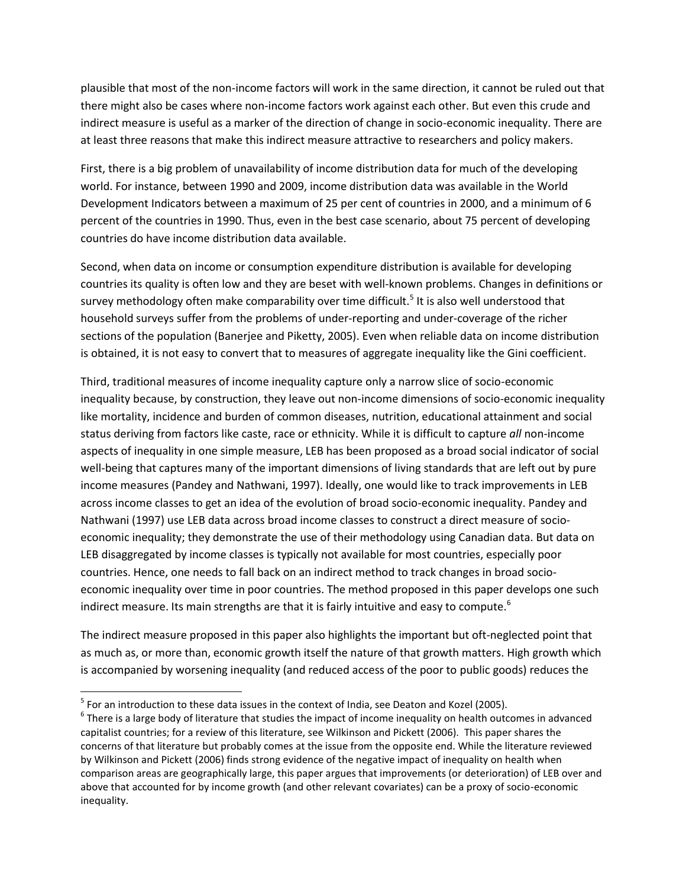plausible that most of the non-income factors will work in the same direction, it cannot be ruled out that there might also be cases where non-income factors work against each other. But even this crude and indirect measure is useful as a marker of the direction of change in socio-economic inequality. There are at least three reasons that make this indirect measure attractive to researchers and policy makers.

First, there is a big problem of unavailability of income distribution data for much of the developing world. For instance, between 1990 and 2009, income distribution data was available in the World Development Indicators between a maximum of 25 per cent of countries in 2000, and a minimum of 6 percent of the countries in 1990. Thus, even in the best case scenario, about 75 percent of developing countries do have income distribution data available.

Second, when data on income or consumption expenditure distribution is available for developing countries its quality is often low and they are beset with well-known problems. Changes in definitions or survey methodology often make comparability over time difficult.[5] It is also well understood that household surveys suffer from the problems of under-reporting and under-coverage of the richer sections of the population (Banerjee and Piketty, 2005). Even when reliable data on income distribution is obtained, it is not easy to convert that to measures of aggregate inequality like the Gini coefficient.

Third, traditional measures of income inequality capture only a narrow slice of socio-economic inequality because, by construction, they leave out non-income dimensions of socio-economic inequality like mortality, incidence and burden of common diseases, nutrition, educational attainment and social status deriving from factors like caste, race or ethnicity. While it is difficult to capture *all* non-income aspects of inequality in one simple measure, LEB has been proposed as a broad social indicator of social well-being that captures many of the important dimensions of living standards that are left out by pure income measures (Pandey and Nathwani, 1997). Ideally, one would like to track improvements in LEB across income classes to get an idea of the evolution of broad socio-economic inequality. Pandey and Nathwani (1997) use LEB data across broad income classes to construct a direct measure of socio-economic inequality; they demonstrate the use of their methodology using Canadian data. But data on LEB disaggregated by income classes is typically not available for most countries, especially poor countries. Hence, one needs to fall back on an indirect method to track changes in broad socio-economic inequality over time in poor countries. The method proposed in this paper develops one such indirect measure. Its main strengths are that it is fairly intuitive and easy to compute.[6]

The indirect measure proposed in this paper also highlights the important but oft-neglected point that as much as, or more than, economic growth itself the nature of that growth matters. High growth which is accompanied by worsening inequality (and reduced access of the poor to public goods) reduces the

---

[5] For an introduction to these data issues in the context of India, see Deaton and Kozel (2005).

[6] There is a large body of literature that studies the impact of income inequality on health outcomes in advanced capitalist countries; for a review of this literature, see Wilkinson and Pickett (2006). This paper shares the concerns of that literature but probably comes at the issue from the opposite end. While the literature reviewed by Wilkinson and Pickett (2006) finds strong evidence of the negative impact of inequality on health when comparison areas are geographically large, this paper argues that improvements (or deterioration) of LEB over and above that accounted for by income growth (and other relevant covariates) can be a proxy of socio-economic inequality.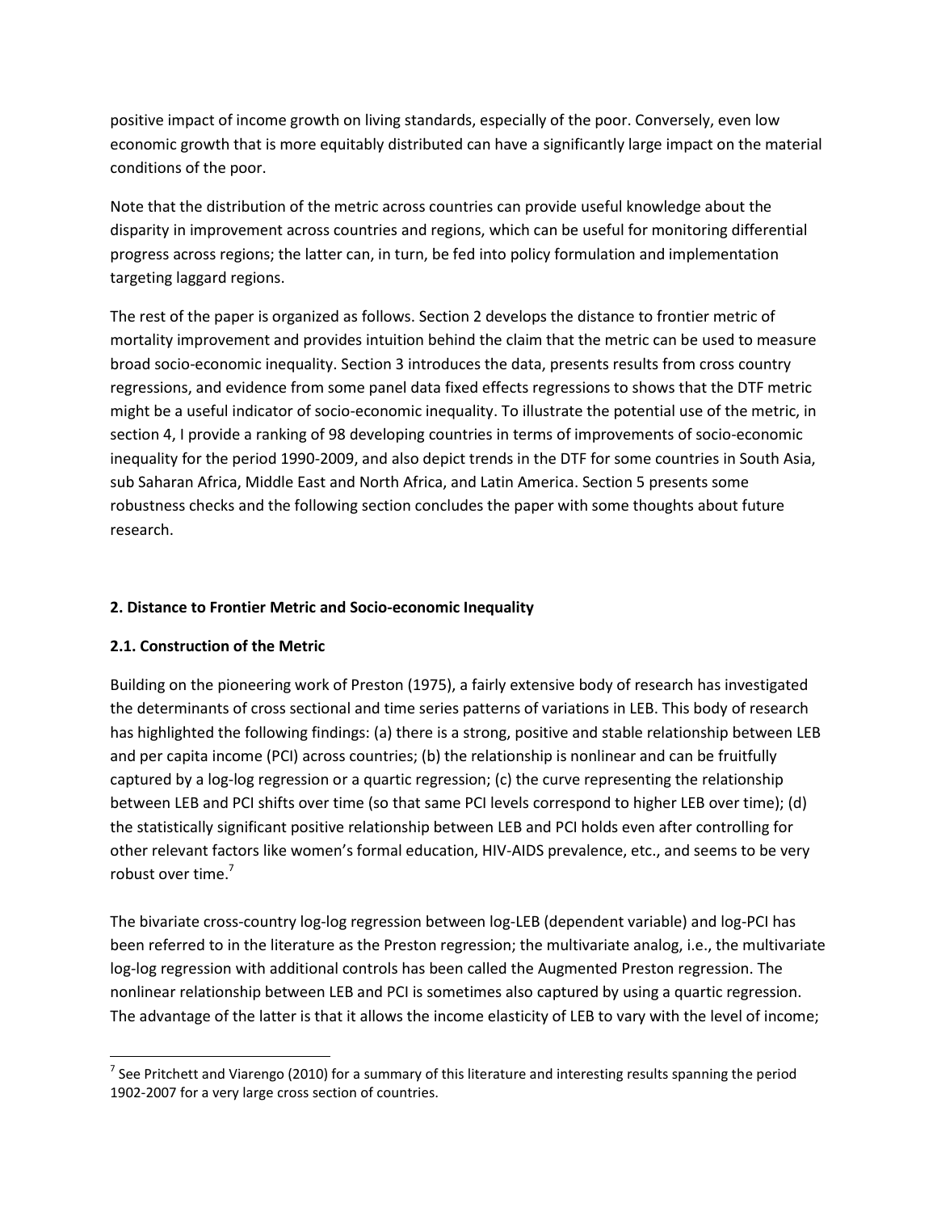positive impact of income growth on living standards, especially of the poor. Conversely, even low economic growth that is more equitably distributed can have a significantly large impact on the material conditions of the poor.

Note that the distribution of the metric across countries can provide useful knowledge about the disparity in improvement across countries and regions, which can be useful for monitoring differential progress across regions; the latter can, in turn, be fed into policy formulation and implementation targeting laggard regions.

The rest of the paper is organized as follows. Section 2 develops the distance to frontier metric of mortality improvement and provides intuition behind the claim that the metric can be used to measure broad socio-economic inequality. Section 3 introduces the data, presents results from cross country regressions, and evidence from some panel data fixed effects regressions to shows that the DTF metric might be a useful indicator of socio-economic inequality. To illustrate the potential use of the metric, in section 4, I provide a ranking of 98 developing countries in terms of improvements of socio-economic inequality for the period 1990-2009, and also depict trends in the DTF for some countries in South Asia, sub Saharan Africa, Middle East and North Africa, and Latin America. Section 5 presents some robustness checks and the following section concludes the paper with some thoughts about future research.

## 2. Distance to Frontier Metric and Socio-economic Inequality

### 2.1. Construction of the Metric

Building on the pioneering work of Preston (1975), a fairly extensive body of research has investigated the determinants of cross sectional and time series patterns of variations in LEB. This body of research has highlighted the following findings: (a) there is a strong, positive and stable relationship between LEB and per capita income (PCI) across countries; (b) the relationship is nonlinear and can be fruitfully captured by a log-log regression or a quartic regression; (c) the curve representing the relationship between LEB and PCI shifts over time (so that same PCI levels correspond to higher LEB over time); (d) the statistically significant positive relationship between LEB and PCI holds even after controlling for other relevant factors like women's formal education, HIV-AIDS prevalence, etc., and seems to be very robust over time.[7]

The bivariate cross-country log-log regression between log-LEB (dependent variable) and log-PCI has been referred to in the literature as the Preston regression; the multivariate analog, i.e., the multivariate log-log regression with additional controls has been called the Augmented Preston regression. The nonlinear relationship between LEB and PCI is sometimes also captured by using a quartic regression. The advantage of the latter is that it allows the income elasticity of LEB to vary with the level of income;

[7] See Pritchett and Viarengo (2010) for a summary of this literature and interesting results spanning the period 1902-2007 for a very large cross section of countries.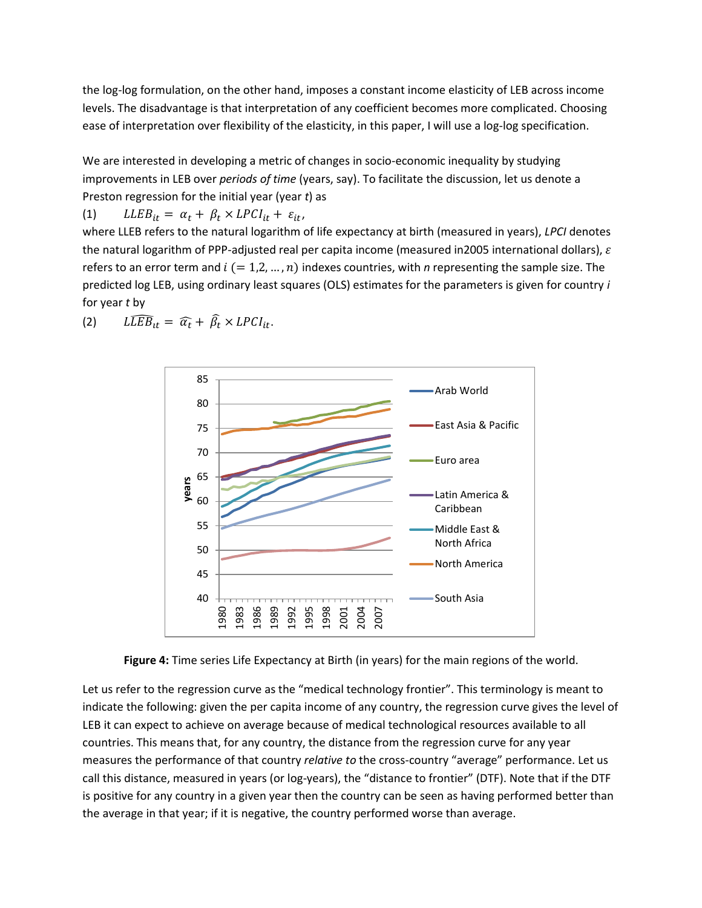the log-log formulation, on the other hand, imposes a constant income elasticity of LEB across income levels. The disadvantage is that interpretation of any coefficient becomes more complicated. Choosing ease of interpretation over flexibility of the elasticity, in this paper, I will use a log-log specification.

We are interested in developing a metric of changes in socio-economic inequality by studying improvements in LEB over *periods of time* (years, say). To facilitate the discussion, let us denote a Preston regression for the initial year (year *t*) as

(1) $LLEB_{it} = \alpha_t + \beta_t \times LPCI_{it} + \varepsilon_{it}$,

where LLEB refers to the natural logarithm of life expectancy at birth (measured in years), *LPCI* denotes the natural logarithm of PPP-adjusted real per capita income (measured in2005 international dollars), $\varepsilon$ refers to an error term and $i\ (= 1,2, \ldots, n)$ indexes countries, with $n$ representing the sample size. The predicted log LEB, using ordinary least squares (OLS) estimates for the parameters is given for country *i* for year *t* by

(2) $\widehat{LLEB}_{it} = \widehat{\alpha_t} + \widehat{\beta_t} \times LPCI_{it}$.

**Figure 4:** Time series Life Expectancy at Birth (in years) for the main regions of the world.

Let us refer to the regression curve as the "medical technology frontier". This terminology is meant to indicate the following: given the per capita income of any country, the regression curve gives the level of LEB it can expect to achieve on average because of medical technological resources available to all countries. This means that, for any country, the distance from the regression curve for any year measures the performance of that country *relative to* the cross-country "average" performance. Let us call this distance, measured in years (or log-years), the "distance to frontier" (DTF). Note that if the DTF is positive for any country in a given year then the country can be seen as having performed better than the average in that year; if it is negative, the country performed worse than average.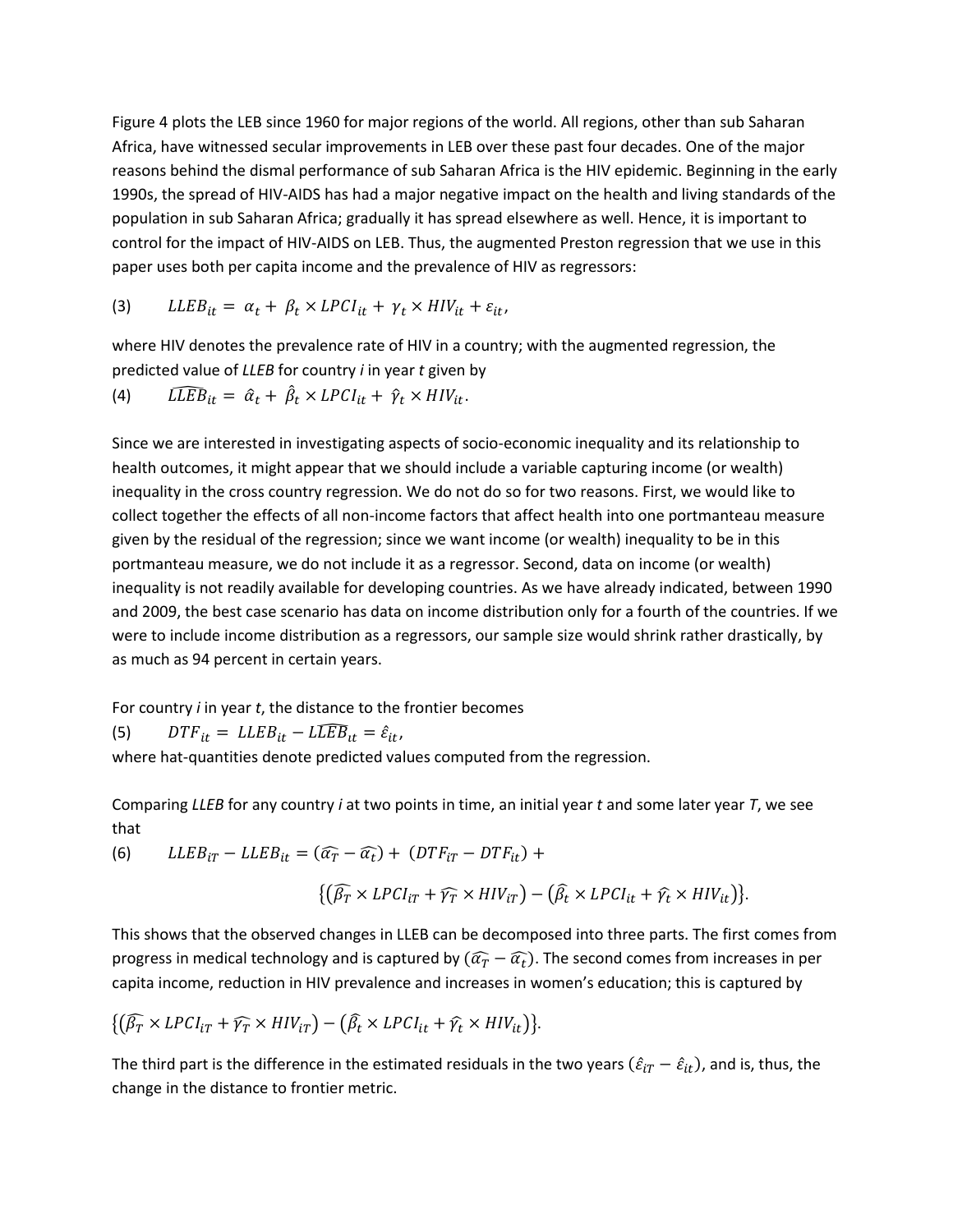Figure 4 plots the LEB since 1960 for major regions of the world. All regions, other than sub Saharan Africa, have witnessed secular improvements in LEB over these past four decades. One of the major reasons behind the dismal performance of sub Saharan Africa is the HIV epidemic. Beginning in the early 1990s, the spread of HIV-AIDS has had a major negative impact on the health and living standards of the population in sub Saharan Africa; gradually it has spread elsewhere as well. Hence, it is important to control for the impact of HIV-AIDS on LEB. Thus, the augmented Preston regression that we use in this paper uses both per capita income and the prevalence of HIV as regressors:

$$(3) \qquad LLEB_{it} = \alpha_t + \beta_t \times LPCI_{it} + \gamma_t \times HIV_{it} + \varepsilon_{it},$$

where HIV denotes the prevalence rate of HIV in a country; with the augmented regression, the predicted value of *LLEB* for country *i* in year *t* given by

$$(4) \qquad \widehat{LLEB}_{it} = \hat{\alpha}_t + \hat{\beta}_t \times LPCI_{it} + \hat{\gamma}_t \times HIV_{it}.$$

Since we are interested in investigating aspects of socio-economic inequality and its relationship to health outcomes, it might appear that we should include a variable capturing income (or wealth) inequality in the cross country regression. We do not do so for two reasons. First, we would like to collect together the effects of all non-income factors that affect health into one portmanteau measure given by the residual of the regression; since we want income (or wealth) inequality to be in this portmanteau measure, we do not include it as a regressor. Second, data on income (or wealth) inequality is not readily available for developing countries. As we have already indicated, between 1990 and 2009, the best case scenario has data on income distribution only for a fourth of the countries. If we were to include income distribution as a regressors, our sample size would shrink rather drastically, by as much as 94 percent in certain years.

For country *i* in year *t*, the distance to the frontier becomes

$$(5) \qquad DTF_{it} = LLEB_{it} - \widehat{LLEB}_{it} = \hat{\varepsilon}_{it},$$

where hat-quantities denote predicted values computed from the regression.

Comparing *LLEB* for any country *i* at two points in time, an initial year *t* and some later year *T*, we see that

$$(6) \qquad LLEB_{iT} - LLEB_{it} = (\widehat{\alpha_T} - \widehat{\alpha_t}) + (DTF_{iT} - DTF_{it}) + \{(\widehat{\beta_T} \times LPCI_{iT} + \widehat{\gamma_T} \times HIV_{iT}) - (\widehat{\beta_t} \times LPCI_{it} + \widehat{\gamma_t} \times HIV_{it})\}.$$

This shows that the observed changes in LLEB can be decomposed into three parts. The first comes from progress in medical technology and is captured by $(\widehat{\alpha_T} - \widehat{\alpha_t})$. The second comes from increases in per capita income, reduction in HIV prevalence and increases in women's education; this is captured by

$$\{(\widehat{\beta_T} \times LPCI_{iT} + \widehat{\gamma_T} \times HIV_{iT}) - (\widehat{\beta_t} \times LPCI_{it} + \widehat{\gamma_t} \times HIV_{it})\}.$$

The third part is the difference in the estimated residuals in the two years $(\hat{\varepsilon}_{iT} - \hat{\varepsilon}_{it})$, and is, thus, the change in the distance to frontier metric.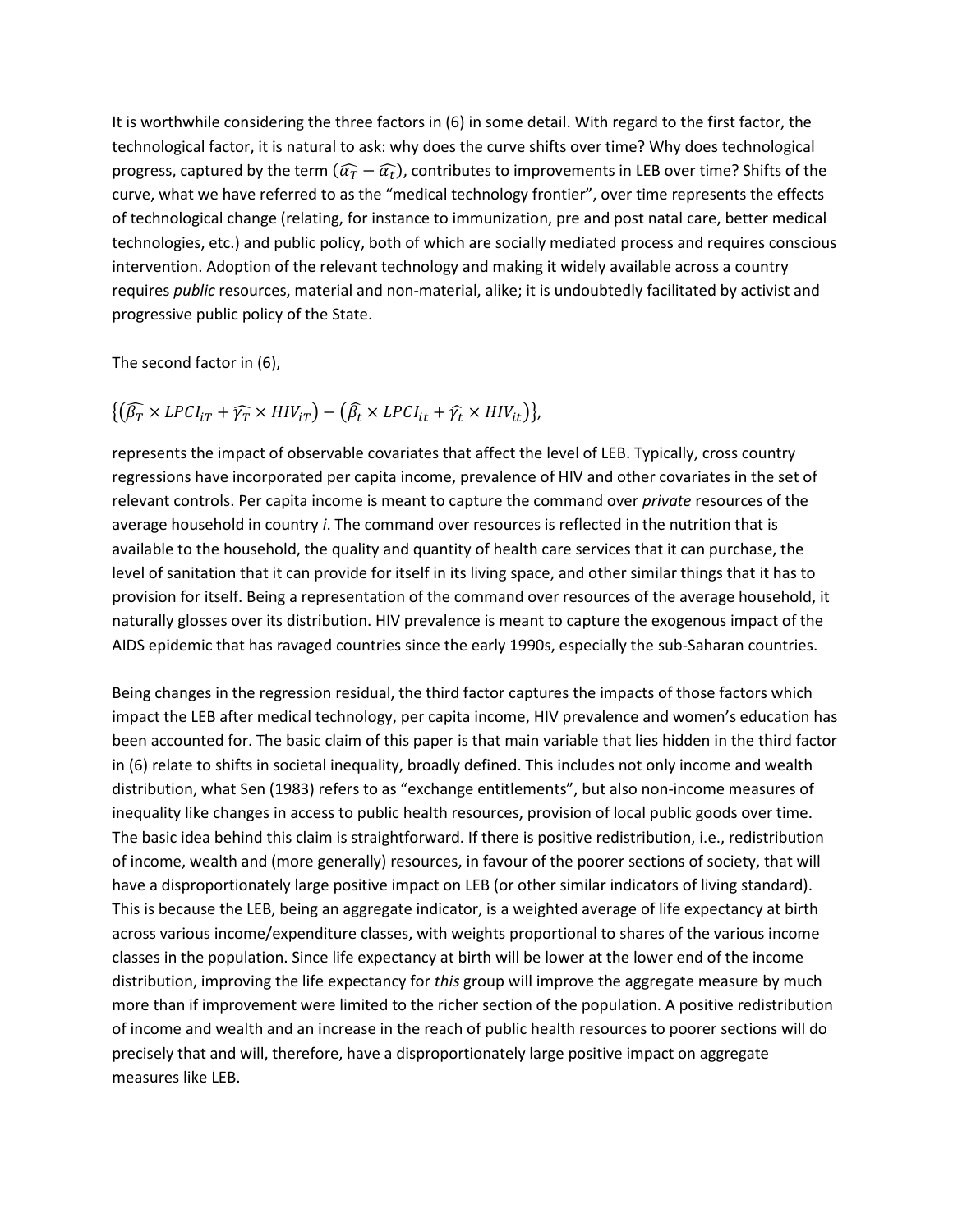It is worthwhile considering the three factors in (6) in some detail. With regard to the first factor, the technological factor, it is natural to ask: why does the curve shifts over time? Why does technological progress, captured by the term $(\widehat{\alpha_T} - \widehat{\alpha_t})$, contributes to improvements in LEB over time? Shifts of the curve, what we have referred to as the "medical technology frontier", over time represents the effects of technological change (relating, for instance to immunization, pre and post natal care, better medical technologies, etc.) and public policy, both of which are socially mediated process and requires conscious intervention. Adoption of the relevant technology and making it widely available across a country requires *public* resources, material and non-material, alike; it is undoubtedly facilitated by activist and progressive public policy of the State.

The second factor in (6),

$$\{(\widehat{\beta_T} \times LPCI_{iT} + \widehat{\gamma_T} \times HIV_{iT}) - (\widehat{\beta}_t \times LPCI_{it} + \widehat{\gamma}_t \times HIV_{it})\},$$

represents the impact of observable covariates that affect the level of LEB. Typically, cross country regressions have incorporated per capita income, prevalence of HIV and other covariates in the set of relevant controls. Per capita income is meant to capture the command over *private* resources of the average household in country *i*. The command over resources is reflected in the nutrition that is available to the household, the quality and quantity of health care services that it can purchase, the level of sanitation that it can provide for itself in its living space, and other similar things that it has to provision for itself. Being a representation of the command over resources of the average household, it naturally glosses over its distribution. HIV prevalence is meant to capture the exogenous impact of the AIDS epidemic that has ravaged countries since the early 1990s, especially the sub-Saharan countries.

Being changes in the regression residual, the third factor captures the impacts of those factors which impact the LEB after medical technology, per capita income, HIV prevalence and women's education has been accounted for. The basic claim of this paper is that main variable that lies hidden in the third factor in (6) relate to shifts in societal inequality, broadly defined. This includes not only income and wealth distribution, what Sen (1983) refers to as "exchange entitlements", but also non-income measures of inequality like changes in access to public health resources, provision of local public goods over time. The basic idea behind this claim is straightforward. If there is positive redistribution, i.e., redistribution of income, wealth and (more generally) resources, in favour of the poorer sections of society, that will have a disproportionately large positive impact on LEB (or other similar indicators of living standard). This is because the LEB, being an aggregate indicator, is a weighted average of life expectancy at birth across various income/expenditure classes, with weights proportional to shares of the various income classes in the population. Since life expectancy at birth will be lower at the lower end of the income distribution, improving the life expectancy for *this* group will improve the aggregate measure by much more than if improvement were limited to the richer section of the population. A positive redistribution of income and wealth and an increase in the reach of public health resources to poorer sections will do precisely that and will, therefore, have a disproportionately large positive impact on aggregate measures like LEB.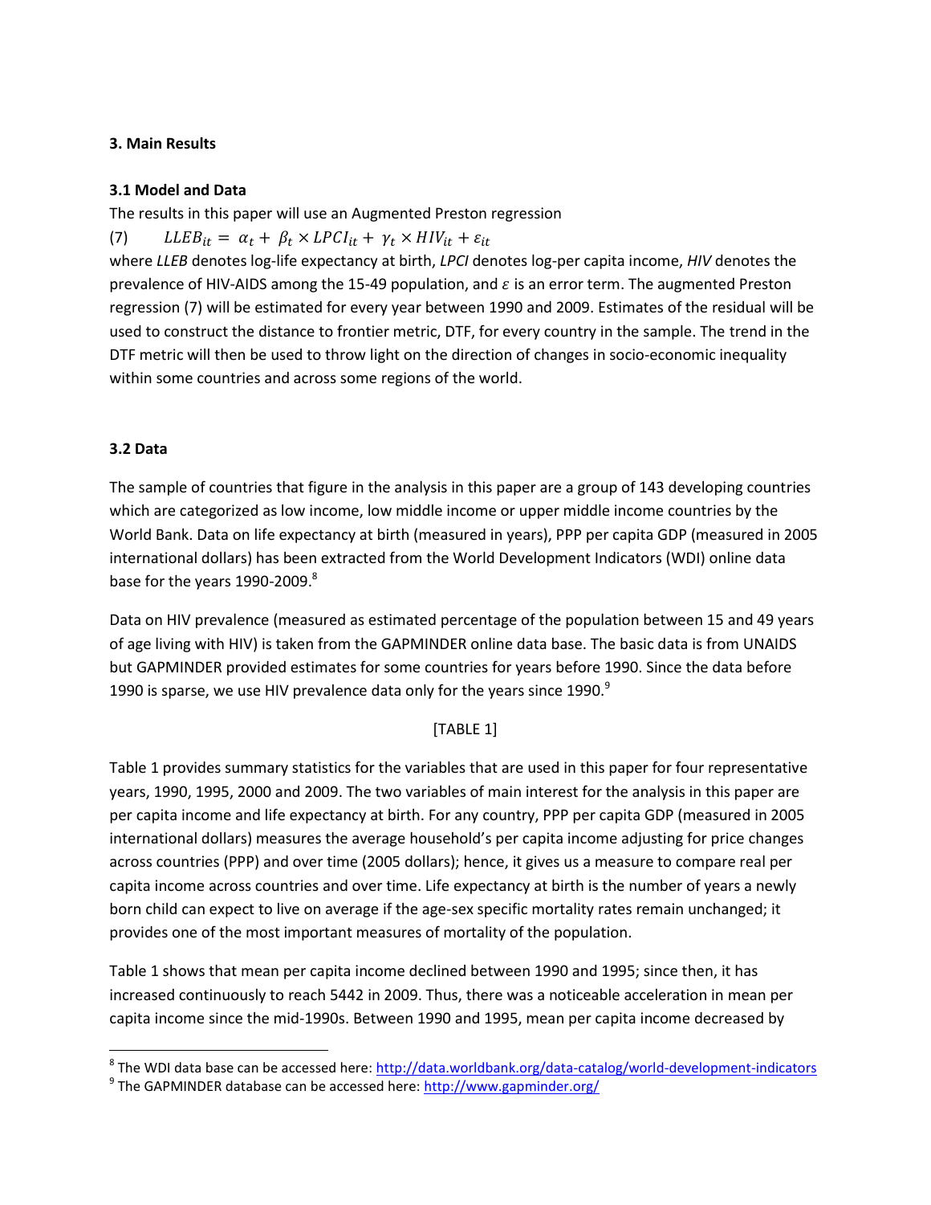## 3. Main Results

### 3.1 Model and Data

The results in this paper will use an Augmented Preston regression

$$LLEB_{it} = \alpha_t + \beta_t \times LPCI_{it} + \gamma_t \times HIV_{it} + \varepsilon_{it} \tag{7}$$

where *LLEB* denotes log-life expectancy at birth, *LPCI* denotes log-per capita income, *HIV* denotes the prevalence of HIV-AIDS among the 15-49 population, and $\varepsilon$ is an error term. The augmented Preston regression (7) will be estimated for every year between 1990 and 2009. Estimates of the residual will be used to construct the distance to frontier metric, DTF, for every country in the sample. The trend in the DTF metric will then be used to throw light on the direction of changes in socio-economic inequality within some countries and across some regions of the world.

### 3.2 Data

The sample of countries that figure in the analysis in this paper are a group of 143 developing countries which are categorized as low income, low middle income or upper middle income countries by the World Bank. Data on life expectancy at birth (measured in years), PPP per capita GDP (measured in 2005 international dollars) has been extracted from the World Development Indicators (WDI) online data base for the years 1990-2009.[8]

Data on HIV prevalence (measured as estimated percentage of the population between 15 and 49 years of age living with HIV) is taken from the GAPMINDER online data base. The basic data is from UNAIDS but GAPMINDER provided estimates for some countries for years before 1990. Since the data before 1990 is sparse, we use HIV prevalence data only for the years since 1990.[9]

[TABLE 1]

Table 1 provides summary statistics for the variables that are used in this paper for four representative years, 1990, 1995, 2000 and 2009. The two variables of main interest for the analysis in this paper are per capita income and life expectancy at birth. For any country, PPP per capita GDP (measured in 2005 international dollars) measures the average household's per capita income adjusting for price changes across countries (PPP) and over time (2005 dollars); hence, it gives us a measure to compare real per capita income across countries and over time. Life expectancy at birth is the number of years a newly born child can expect to live on average if the age-sex specific mortality rates remain unchanged; it provides one of the most important measures of mortality of the population.

Table 1 shows that mean per capita income declined between 1990 and 1995; since then, it has increased continuously to reach 5442 in 2009. Thus, there was a noticeable acceleration in mean per capita income since the mid-1990s. Between 1990 and 1995, mean per capita income decreased by

---

[8] The WDI data base can be accessed here: http://data.worldbank.org/data-catalog/world-development-indicators

[9] The GAPMINDER database can be accessed here: http://www.gapminder.org/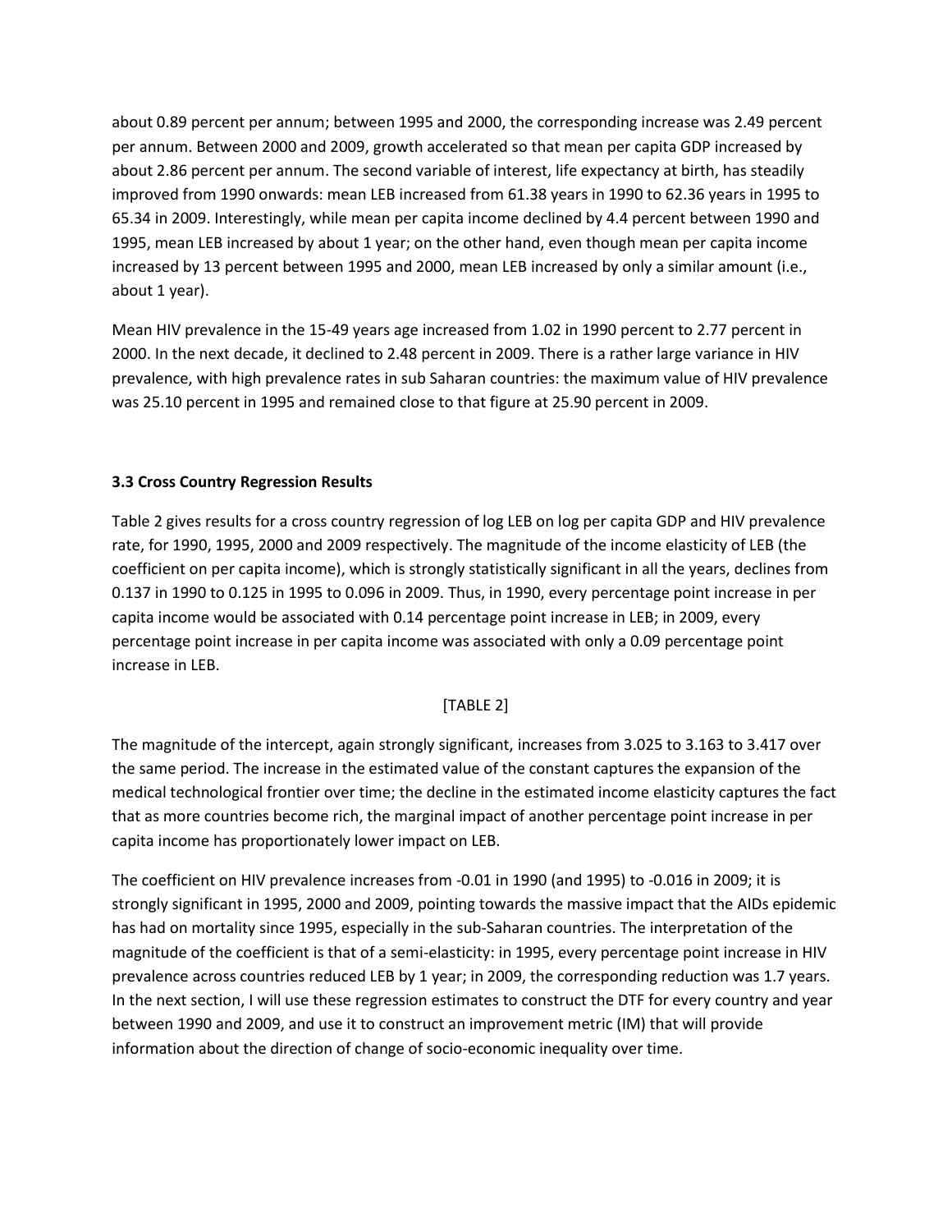about 0.89 percent per annum; between 1995 and 2000, the corresponding increase was 2.49 percent per annum. Between 2000 and 2009, growth accelerated so that mean per capita GDP increased by about 2.86 percent per annum. The second variable of interest, life expectancy at birth, has steadily improved from 1990 onwards: mean LEB increased from 61.38 years in 1990 to 62.36 years in 1995 to 65.34 in 2009. Interestingly, while mean per capita income declined by 4.4 percent between 1990 and 1995, mean LEB increased by about 1 year; on the other hand, even though mean per capita income increased by 13 percent between 1995 and 2000, mean LEB increased by only a similar amount (i.e., about 1 year).

Mean HIV prevalence in the 15-49 years age increased from 1.02 in 1990 percent to 2.77 percent in 2000. In the next decade, it declined to 2.48 percent in 2009. There is a rather large variance in HIV prevalence, with high prevalence rates in sub Saharan countries: the maximum value of HIV prevalence was 25.10 percent in 1995 and remained close to that figure at 25.90 percent in 2009.

### 3.3 Cross Country Regression Results

Table 2 gives results for a cross country regression of log LEB on log per capita GDP and HIV prevalence rate, for 1990, 1995, 2000 and 2009 respectively. The magnitude of the income elasticity of LEB (the coefficient on per capita income), which is strongly statistically significant in all the years, declines from 0.137 in 1990 to 0.125 in 1995 to 0.096 in 2009. Thus, in 1990, every percentage point increase in per capita income would be associated with 0.14 percentage point increase in LEB; in 2009, every percentage point increase in per capita income was associated with only a 0.09 percentage point increase in LEB.

[TABLE 2]

The magnitude of the intercept, again strongly significant, increases from 3.025 to 3.163 to 3.417 over the same period. The increase in the estimated value of the constant captures the expansion of the medical technological frontier over time; the decline in the estimated income elasticity captures the fact that as more countries become rich, the marginal impact of another percentage point increase in per capita income has proportionately lower impact on LEB.

The coefficient on HIV prevalence increases from -0.01 in 1990 (and 1995) to -0.016 in 2009; it is strongly significant in 1995, 2000 and 2009, pointing towards the massive impact that the AIDs epidemic has had on mortality since 1995, especially in the sub-Saharan countries. The interpretation of the magnitude of the coefficient is that of a semi-elasticity: in 1995, every percentage point increase in HIV prevalence across countries reduced LEB by 1 year; in 2009, the corresponding reduction was 1.7 years. In the next section, I will use these regression estimates to construct the DTF for every country and year between 1990 and 2009, and use it to construct an improvement metric (IM) that will provide information about the direction of change of socio-economic inequality over time.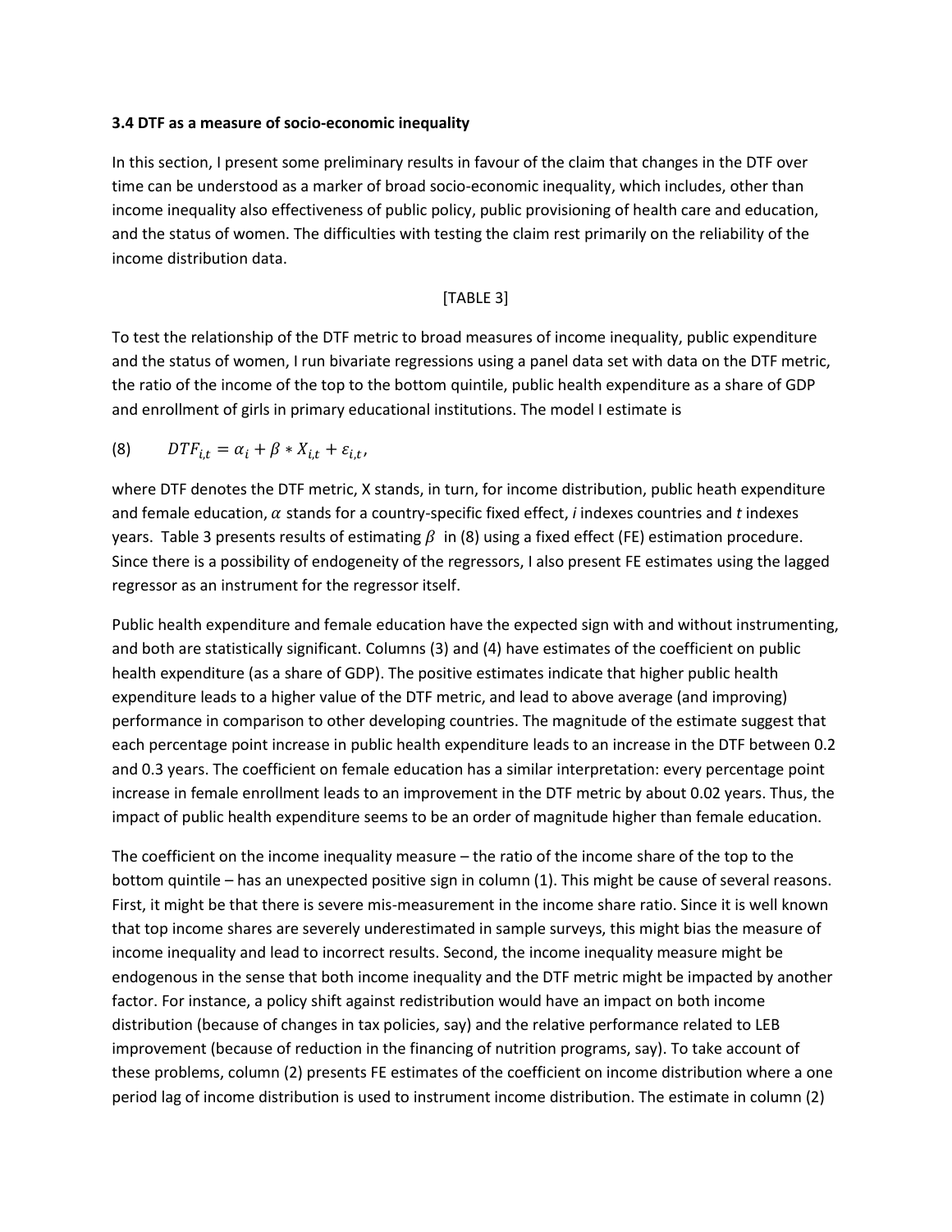### 3.4 DTF as a measure of socio-economic inequality

In this section, I present some preliminary results in favour of the claim that changes in the DTF over time can be understood as a marker of broad socio-economic inequality, which includes, other than income inequality also effectiveness of public policy, public provisioning of health care and education, and the status of women. The difficulties with testing the claim rest primarily on the reliability of the income distribution data.

[TABLE 3]

To test the relationship of the DTF metric to broad measures of income inequality, public expenditure and the status of women, I run bivariate regressions using a panel data set with data on the DTF metric, the ratio of the income of the top to the bottom quintile, public health expenditure as a share of GDP and enrollment of girls in primary educational institutions. The model I estimate is

$$(8) \qquad DTF_{i,t} = \alpha_i + \beta * X_{i,t} + \varepsilon_{i,t},$$

where DTF denotes the DTF metric, X stands, in turn, for income distribution, public heath expenditure and female education, $\alpha$ stands for a country-specific fixed effect, *i* indexes countries and *t* indexes years. Table 3 presents results of estimating $\beta$ in (8) using a fixed effect (FE) estimation procedure. Since there is a possibility of endogeneity of the regressors, I also present FE estimates using the lagged regressor as an instrument for the regressor itself.

Public health expenditure and female education have the expected sign with and without instrumenting, and both are statistically significant. Columns (3) and (4) have estimates of the coefficient on public health expenditure (as a share of GDP). The positive estimates indicate that higher public health expenditure leads to a higher value of the DTF metric, and lead to above average (and improving) performance in comparison to other developing countries. The magnitude of the estimate suggest that each percentage point increase in public health expenditure leads to an increase in the DTF between 0.2 and 0.3 years. The coefficient on female education has a similar interpretation: every percentage point increase in female enrollment leads to an improvement in the DTF metric by about 0.02 years. Thus, the impact of public health expenditure seems to be an order of magnitude higher than female education.

The coefficient on the income inequality measure – the ratio of the income share of the top to the bottom quintile – has an unexpected positive sign in column (1). This might be cause of several reasons. First, it might be that there is severe mis-measurement in the income share ratio. Since it is well known that top income shares are severely underestimated in sample surveys, this might bias the measure of income inequality and lead to incorrect results. Second, the income inequality measure might be endogenous in the sense that both income inequality and the DTF metric might be impacted by another factor. For instance, a policy shift against redistribution would have an impact on both income distribution (because of changes in tax policies, say) and the relative performance related to LEB improvement (because of reduction in the financing of nutrition programs, say). To take account of these problems, column (2) presents FE estimates of the coefficient on income distribution where a one period lag of income distribution is used to instrument income distribution. The estimate in column (2)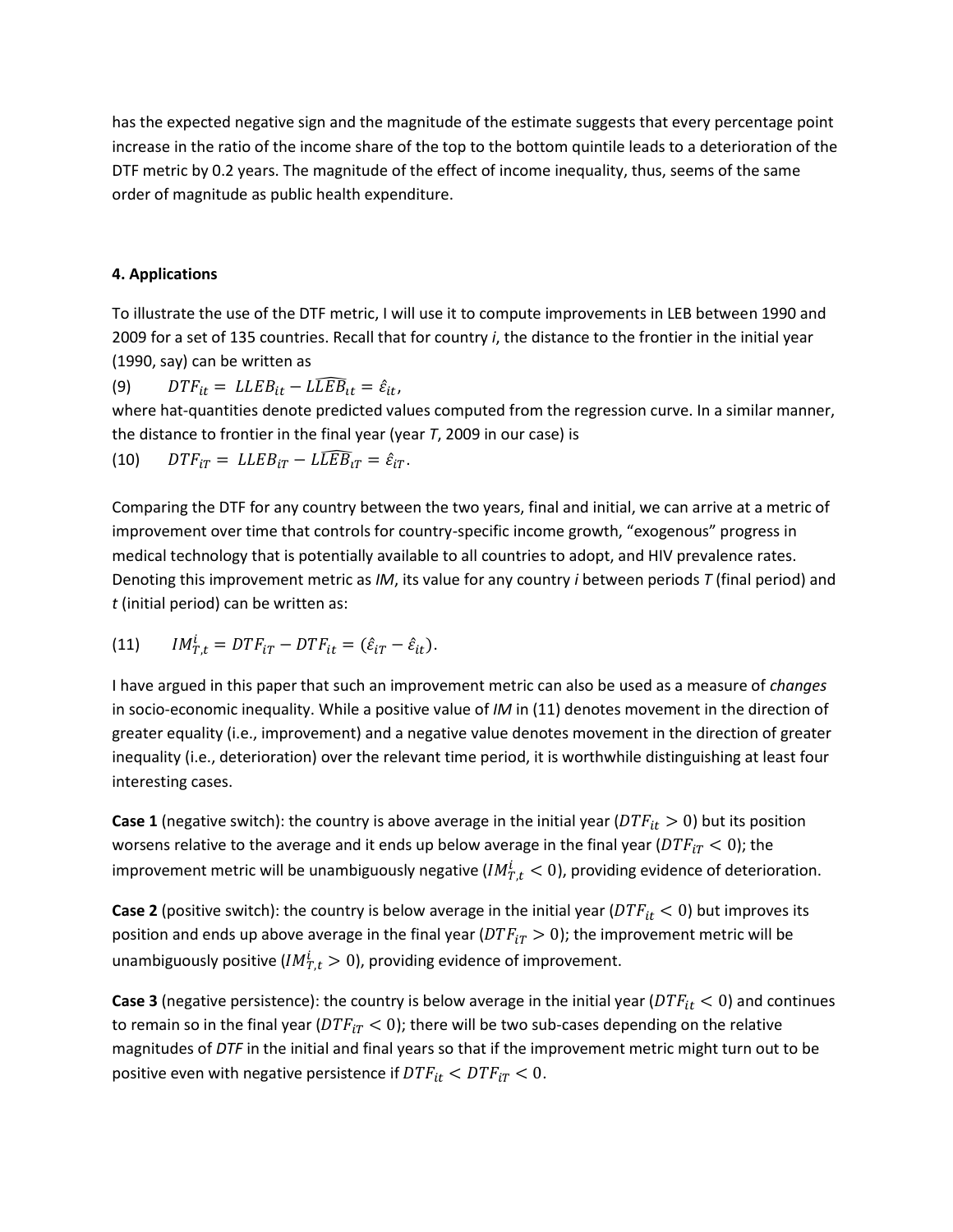has the expected negative sign and the magnitude of the estimate suggests that every percentage point increase in the ratio of the income share of the top to the bottom quintile leads to a deterioration of the DTF metric by 0.2 years. The magnitude of the effect of income inequality, thus, seems of the same order of magnitude as public health expenditure.

### 4. Applications

To illustrate the use of the DTF metric, I will use it to compute improvements in LEB between 1990 and 2009 for a set of 135 countries. Recall that for country *i*, the distance to the frontier in the initial year (1990, say) can be written as

$$(9) \qquad DTF_{it} = LLEB_{it} - \widehat{LLEB}_{it} = \hat{\varepsilon}_{it},$$

where hat-quantities denote predicted values computed from the regression curve. In a similar manner, the distance to frontier in the final year (year *T*, 2009 in our case) is

$$(10) \qquad DTF_{iT} = LLEB_{iT} - \widehat{LLEB}_{iT} = \hat{\varepsilon}_{iT}.$$

Comparing the DTF for any country between the two years, final and initial, we can arrive at a metric of improvement over time that controls for country-specific income growth, "exogenous" progress in medical technology that is potentially available to all countries to adopt, and HIV prevalence rates. Denoting this improvement metric as *IM*, its value for any country *i* between periods *T* (final period) and *t* (initial period) can be written as:

$$(11) \qquad IM^{i}_{T,t} = DTF_{iT} - DTF_{it} = (\hat{\varepsilon}_{iT} - \hat{\varepsilon}_{it}).$$

I have argued in this paper that such an improvement metric can also be used as a measure of *changes* in socio-economic inequality. While a positive value of *IM* in (11) denotes movement in the direction of greater equality (i.e., improvement) and a negative value denotes movement in the direction of greater inequality (i.e., deterioration) over the relevant time period, it is worthwhile distinguishing at least four interesting cases.

**Case 1** (negative switch): the country is above average in the initial year ($DTF_{it} > 0$) but its position worsens relative to the average and it ends up below average in the final year ($DTF_{iT} < 0$); the improvement metric will be unambiguously negative ($IM^{i}_{T,t} < 0$), providing evidence of deterioration.

**Case 2** (positive switch): the country is below average in the initial year ($DTF_{it} < 0$) but improves its position and ends up above average in the final year ($DTF_{iT} > 0$); the improvement metric will be unambiguously positive ($IM^{i}_{T,t} > 0$), providing evidence of improvement.

**Case 3** (negative persistence): the country is below average in the initial year ($DTF_{it} < 0$) and continues to remain so in the final year ($DTF_{iT} < 0$); there will be two sub-cases depending on the relative magnitudes of *DTF* in the initial and final years so that if the improvement metric might turn out to be positive even with negative persistence if $DTF_{it} < DTF_{iT} < 0$.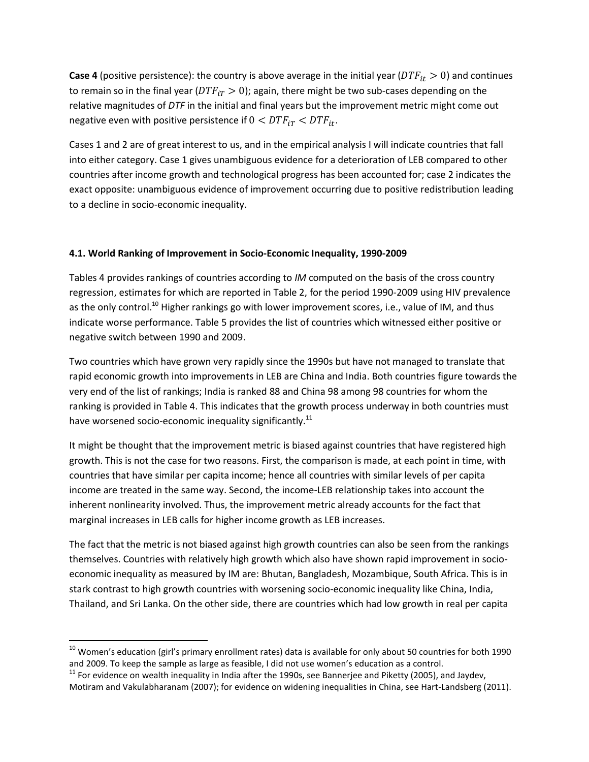**Case 4** (positive persistence): the country is above average in the initial year ($DTF_{it} > 0$) and continues to remain so in the final year ($DTF_{iT} > 0$); again, there might be two sub-cases depending on the relative magnitudes of *DTF* in the initial and final years but the improvement metric might come out negative even with positive persistence if $0 < DTF_{iT} < DTF_{it}$.

Cases 1 and 2 are of great interest to us, and in the empirical analysis I will indicate countries that fall into either category. Case 1 gives unambiguous evidence for a deterioration of LEB compared to other countries after income growth and technological progress has been accounted for; case 2 indicates the exact opposite: unambiguous evidence of improvement occurring due to positive redistribution leading to a decline in socio-economic inequality.

### 4.1. World Ranking of Improvement in Socio-Economic Inequality, 1990-2009

Tables 4 provides rankings of countries according to *IM* computed on the basis of the cross country regression, estimates for which are reported in Table 2, for the period 1990-2009 using HIV prevalence as the only control.[10] Higher rankings go with lower improvement scores, i.e., value of IM, and thus indicate worse performance. Table 5 provides the list of countries which witnessed either positive or negative switch between 1990 and 2009.

Two countries which have grown very rapidly since the 1990s but have not managed to translate that rapid economic growth into improvements in LEB are China and India. Both countries figure towards the very end of the list of rankings; India is ranked 88 and China 98 among 98 countries for whom the ranking is provided in Table 4. This indicates that the growth process underway in both countries must have worsened socio-economic inequality significantly.[11]

It might be thought that the improvement metric is biased against countries that have registered high growth. This is not the case for two reasons. First, the comparison is made, at each point in time, with countries that have similar per capita income; hence all countries with similar levels of per capita income are treated in the same way. Second, the income-LEB relationship takes into account the inherent nonlinearity involved. Thus, the improvement metric already accounts for the fact that marginal increases in LEB calls for higher income growth as LEB increases.

The fact that the metric is not biased against high growth countries can also be seen from the rankings themselves. Countries with relatively high growth which also have shown rapid improvement in socio-economic inequality as measured by IM are: Bhutan, Bangladesh, Mozambique, South Africa. This is in stark contrast to high growth countries with worsening socio-economic inequality like China, India, Thailand, and Sri Lanka. On the other side, there are countries which had low growth in real per capita

[10] Women's education (girl's primary enrollment rates) data is available for only about 50 countries for both 1990 and 2009. To keep the sample as large as feasible, I did not use women's education as a control.

[11] For evidence on wealth inequality in India after the 1990s, see Bannerjee and Piketty (2005), and Jaydev, Motiram and Vakulabharanam (2007); for evidence on widening inequalities in China, see Hart-Landsberg (2011).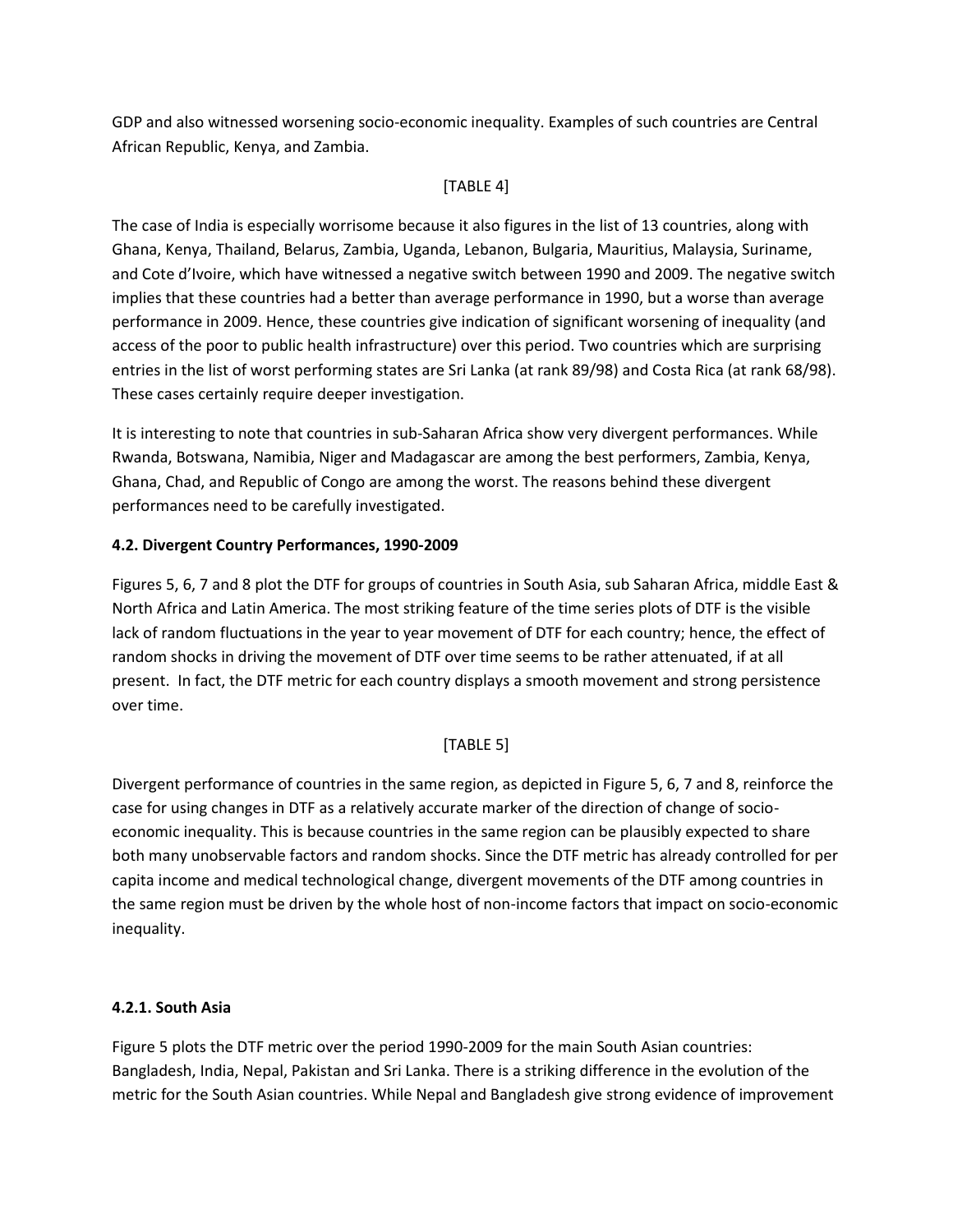GDP and also witnessed worsening socio-economic inequality. Examples of such countries are Central African Republic, Kenya, and Zambia.

[TABLE 4]

The case of India is especially worrisome because it also figures in the list of 13 countries, along with Ghana, Kenya, Thailand, Belarus, Zambia, Uganda, Lebanon, Bulgaria, Mauritius, Malaysia, Suriname, and Cote d'Ivoire, which have witnessed a negative switch between 1990 and 2009. The negative switch implies that these countries had a better than average performance in 1990, but a worse than average performance in 2009. Hence, these countries give indication of significant worsening of inequality (and access of the poor to public health infrastructure) over this period. Two countries which are surprising entries in the list of worst performing states are Sri Lanka (at rank 89/98) and Costa Rica (at rank 68/98). These cases certainly require deeper investigation.

It is interesting to note that countries in sub-Saharan Africa show very divergent performances. While Rwanda, Botswana, Namibia, Niger and Madagascar are among the best performers, Zambia, Kenya, Ghana, Chad, and Republic of Congo are among the worst. The reasons behind these divergent performances need to be carefully investigated.

### 4.2. Divergent Country Performances, 1990-2009

Figures 5, 6, 7 and 8 plot the DTF for groups of countries in South Asia, sub Saharan Africa, middle East & North Africa and Latin America. The most striking feature of the time series plots of DTF is the visible lack of random fluctuations in the year to year movement of DTF for each country; hence, the effect of random shocks in driving the movement of DTF over time seems to be rather attenuated, if at all present. In fact, the DTF metric for each country displays a smooth movement and strong persistence over time.

[TABLE 5]

Divergent performance of countries in the same region, as depicted in Figure 5, 6, 7 and 8, reinforce the case for using changes in DTF as a relatively accurate marker of the direction of change of socio-economic inequality. This is because countries in the same region can be plausibly expected to share both many unobservable factors and random shocks. Since the DTF metric has already controlled for per capita income and medical technological change, divergent movements of the DTF among countries in the same region must be driven by the whole host of non-income factors that impact on socio-economic inequality.

#### 4.2.1. South Asia

Figure 5 plots the DTF metric over the period 1990-2009 for the main South Asian countries: Bangladesh, India, Nepal, Pakistan and Sri Lanka. There is a striking difference in the evolution of the metric for the South Asian countries. While Nepal and Bangladesh give strong evidence of improvement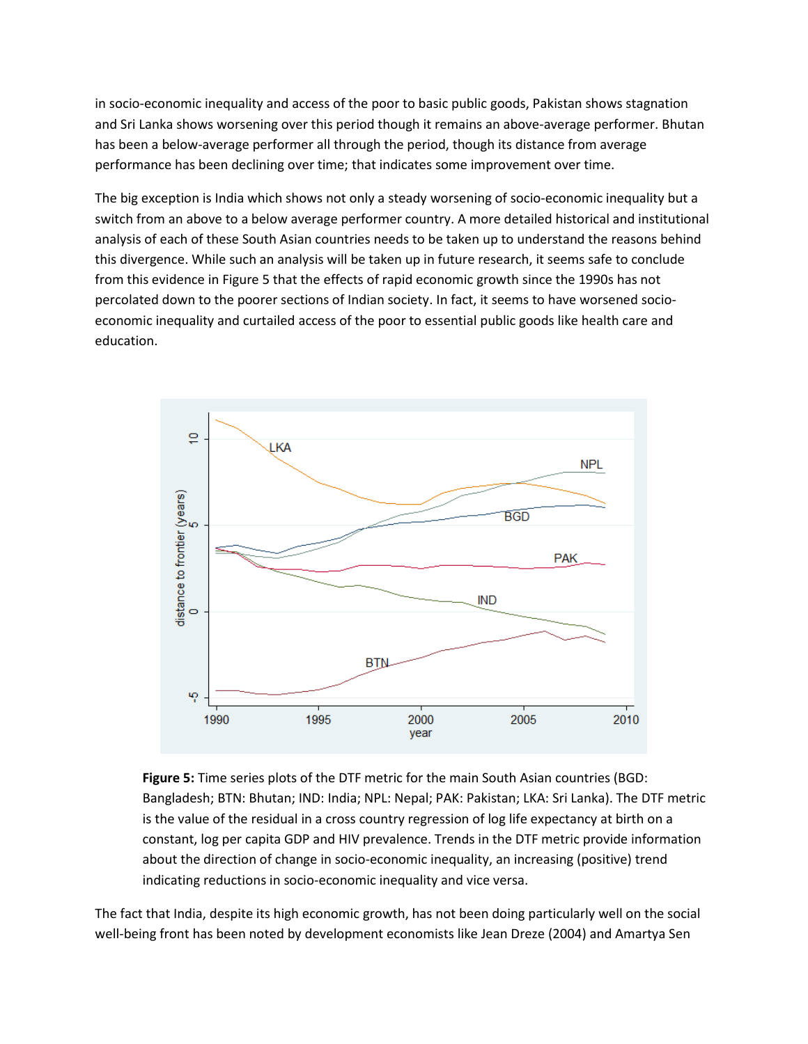in socio-economic inequality and access of the poor to basic public goods, Pakistan shows stagnation and Sri Lanka shows worsening over this period though it remains an above-average performer. Bhutan has been a below-average performer all through the period, though its distance from average performance has been declining over time; that indicates some improvement over time.

The big exception is India which shows not only a steady worsening of socio-economic inequality but a switch from an above to a below average performer country. A more detailed historical and institutional analysis of each of these South Asian countries needs to be taken up to understand the reasons behind this divergence. While such an analysis will be taken up in future research, it seems safe to conclude from this evidence in Figure 5 that the effects of rapid economic growth since the 1990s has not percolated down to the poorer sections of Indian society. In fact, it seems to have worsened socio-economic inequality and curtailed access of the poor to essential public goods like health care and education.

**Figure 5:** Time series plots of the DTF metric for the main South Asian countries (BGD: Bangladesh; BTN: Bhutan; IND: India; NPL: Nepal; PAK: Pakistan; LKA: Sri Lanka). The DTF metric is the value of the residual in a cross country regression of log life expectancy at birth on a constant, log per capita GDP and HIV prevalence. Trends in the DTF metric provide information about the direction of change in socio-economic inequality, an increasing (positive) trend indicating reductions in socio-economic inequality and vice versa.

The fact that India, despite its high economic growth, has not been doing particularly well on the social well-being front has been noted by development economists like Jean Dreze (2004) and Amartya Sen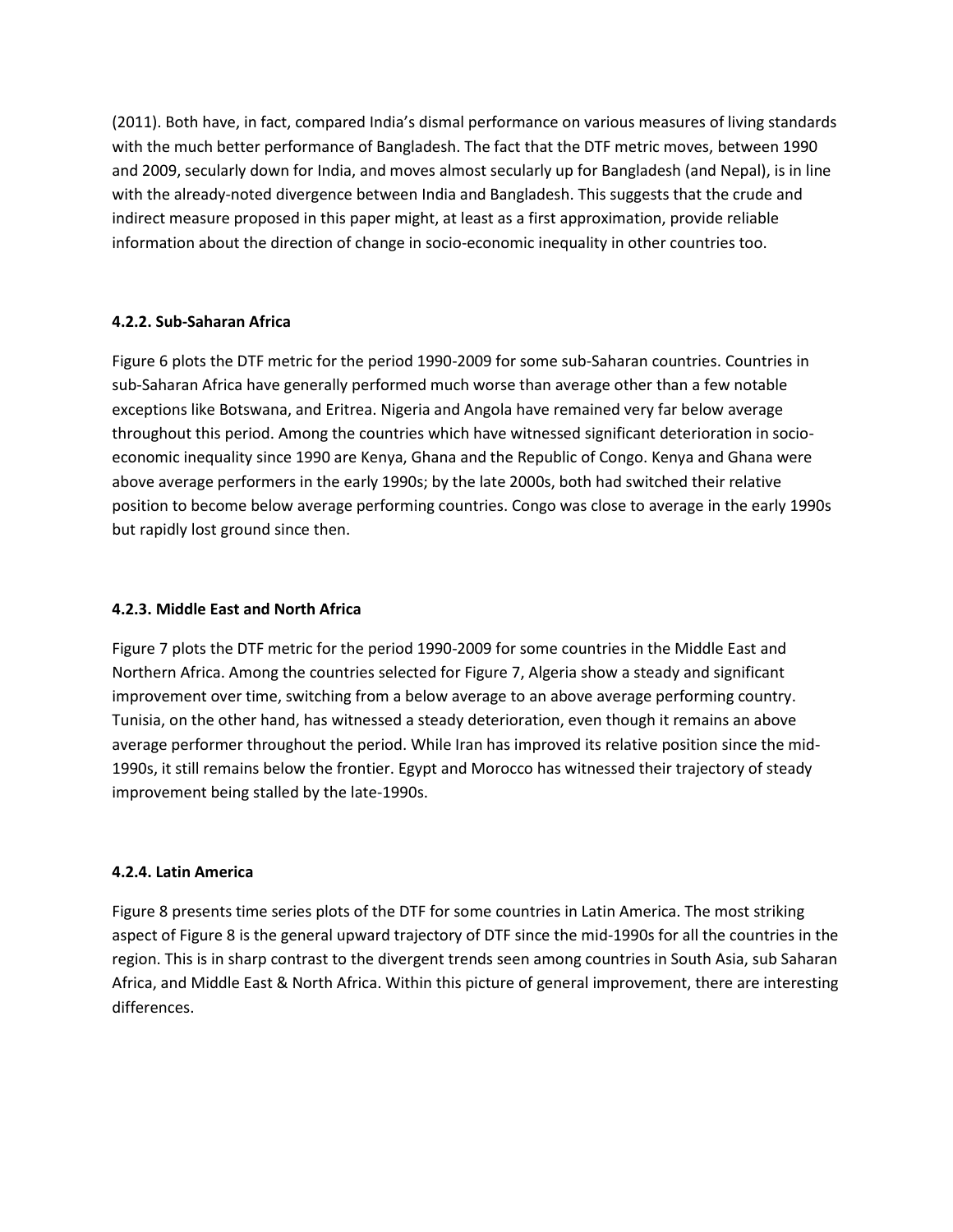(2011). Both have, in fact, compared India's dismal performance on various measures of living standards with the much better performance of Bangladesh. The fact that the DTF metric moves, between 1990 and 2009, secularly down for India, and moves almost secularly up for Bangladesh (and Nepal), is in line with the already-noted divergence between India and Bangladesh. This suggests that the crude and indirect measure proposed in this paper might, at least as a first approximation, provide reliable information about the direction of change in socio-economic inequality in other countries too.

#### 4.2.2. Sub-Saharan Africa

Figure 6 plots the DTF metric for the period 1990-2009 for some sub-Saharan countries. Countries in sub-Saharan Africa have generally performed much worse than average other than a few notable exceptions like Botswana, and Eritrea. Nigeria and Angola have remained very far below average throughout this period. Among the countries which have witnessed significant deterioration in socio-economic inequality since 1990 are Kenya, Ghana and the Republic of Congo. Kenya and Ghana were above average performers in the early 1990s; by the late 2000s, both had switched their relative position to become below average performing countries. Congo was close to average in the early 1990s but rapidly lost ground since then.

#### 4.2.3. Middle East and North Africa

Figure 7 plots the DTF metric for the period 1990-2009 for some countries in the Middle East and Northern Africa. Among the countries selected for Figure 7, Algeria show a steady and significant improvement over time, switching from a below average to an above average performing country. Tunisia, on the other hand, has witnessed a steady deterioration, even though it remains an above average performer throughout the period. While Iran has improved its relative position since the mid-1990s, it still remains below the frontier. Egypt and Morocco has witnessed their trajectory of steady improvement being stalled by the late-1990s.

#### 4.2.4. Latin America

Figure 8 presents time series plots of the DTF for some countries in Latin America. The most striking aspect of Figure 8 is the general upward trajectory of DTF since the mid-1990s for all the countries in the region. This is in sharp contrast to the divergent trends seen among countries in South Asia, sub Saharan Africa, and Middle East & North Africa. Within this picture of general improvement, there are interesting differences.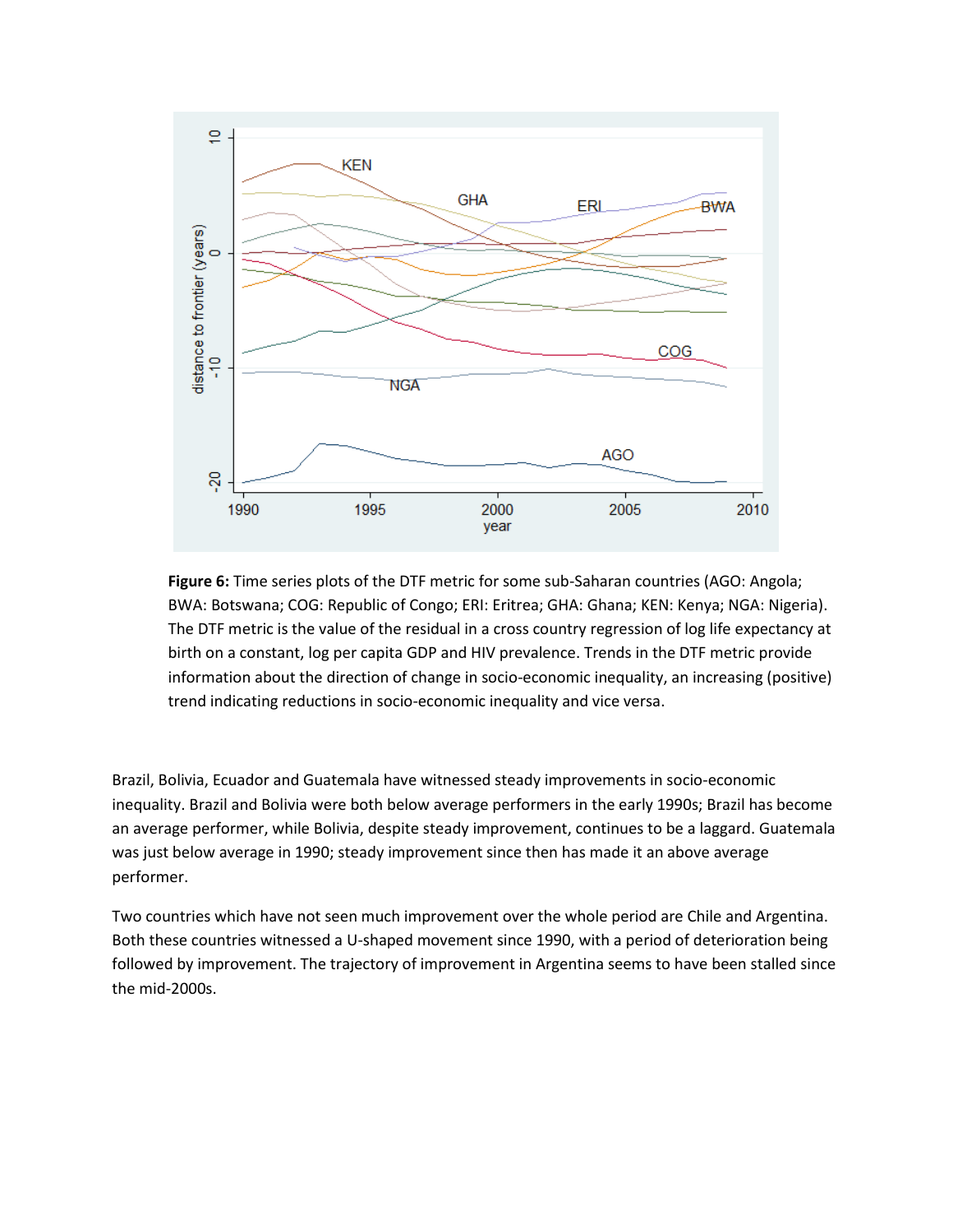**Figure 6:** Time series plots of the DTF metric for some sub-Saharan countries (AGO: Angola; BWA: Botswana; COG: Republic of Congo; ERI: Eritrea; GHA: Ghana; KEN: Kenya; NGA: Nigeria). The DTF metric is the value of the residual in a cross country regression of log life expectancy at birth on a constant, log per capita GDP and HIV prevalence. Trends in the DTF metric provide information about the direction of change in socio-economic inequality, an increasing (positive) trend indicating reductions in socio-economic inequality and vice versa.

Brazil, Bolivia, Ecuador and Guatemala have witnessed steady improvements in socio-economic inequality. Brazil and Bolivia were both below average performers in the early 1990s; Brazil has become an average performer, while Bolivia, despite steady improvement, continues to be a laggard. Guatemala was just below average in 1990; steady improvement since then has made it an above average performer.

Two countries which have not seen much improvement over the whole period are Chile and Argentina. Both these countries witnessed a U-shaped movement since 1990, with a period of deterioration being followed by improvement. The trajectory of improvement in Argentina seems to have been stalled since the mid-2000s.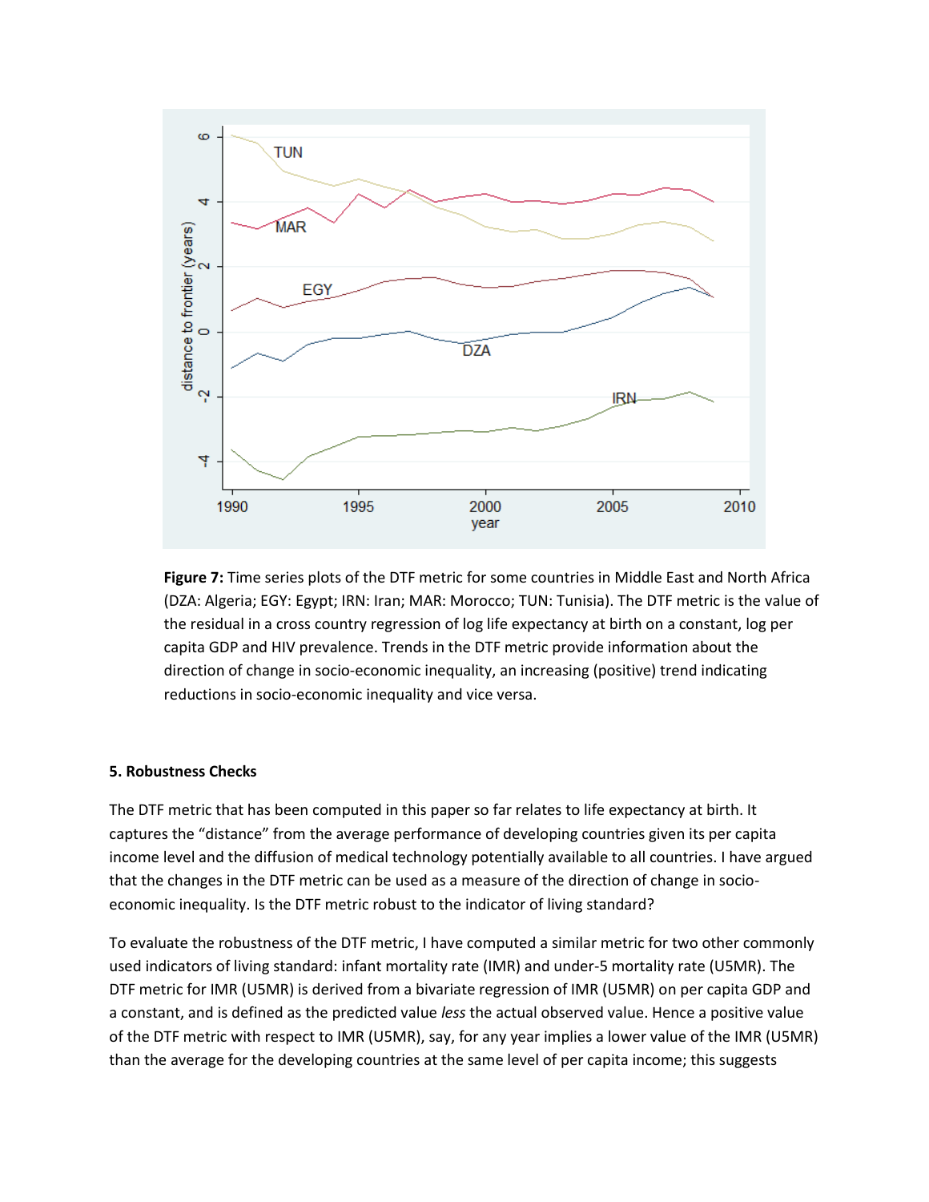**Figure 7:** Time series plots of the DTF metric for some countries in Middle East and North Africa (DZA: Algeria; EGY: Egypt; IRN: Iran; MAR: Morocco; TUN: Tunisia). The DTF metric is the value of the residual in a cross country regression of log life expectancy at birth on a constant, log per capita GDP and HIV prevalence. Trends in the DTF metric provide information about the direction of change in socio-economic inequality, an increasing (positive) trend indicating reductions in socio-economic inequality and vice versa.

## 5. Robustness Checks

The DTF metric that has been computed in this paper so far relates to life expectancy at birth. It captures the "distance" from the average performance of developing countries given its per capita income level and the diffusion of medical technology potentially available to all countries. I have argued that the changes in the DTF metric can be used as a measure of the direction of change in socio-economic inequality. Is the DTF metric robust to the indicator of living standard?

To evaluate the robustness of the DTF metric, I have computed a similar metric for two other commonly used indicators of living standard: infant mortality rate (IMR) and under-5 mortality rate (U5MR). The DTF metric for IMR (U5MR) is derived from a bivariate regression of IMR (U5MR) on per capita GDP and a constant, and is defined as the predicted value *less* the actual observed value. Hence a positive value of the DTF metric with respect to IMR (U5MR), say, for any year implies a lower value of the IMR (U5MR) than the average for the developing countries at the same level of per capita income; this suggests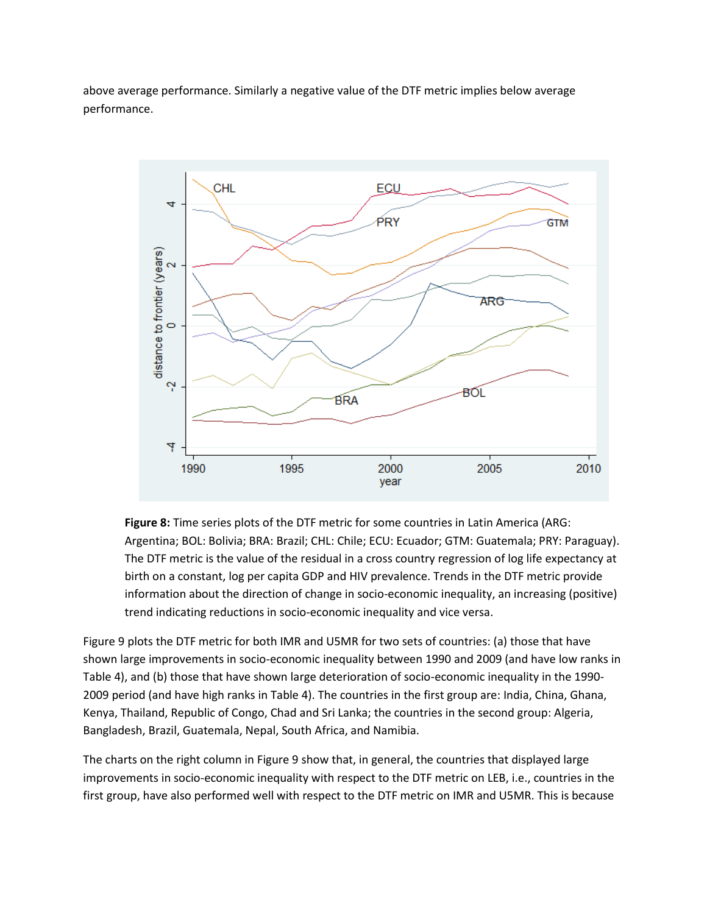above average performance. Similarly a negative value of the DTF metric implies below average performance.

**Figure 8:** Time series plots of the DTF metric for some countries in Latin America (ARG: Argentina; BOL: Bolivia; BRA: Brazil; CHL: Chile; ECU: Ecuador; GTM: Guatemala; PRY: Paraguay). The DTF metric is the value of the residual in a cross country regression of log life expectancy at birth on a constant, log per capita GDP and HIV prevalence. Trends in the DTF metric provide information about the direction of change in socio-economic inequality, an increasing (positive) trend indicating reductions in socio-economic inequality and vice versa.

Figure 9 plots the DTF metric for both IMR and U5MR for two sets of countries: (a) those that have shown large improvements in socio-economic inequality between 1990 and 2009 (and have low ranks in Table 4), and (b) those that have shown large deterioration of socio-economic inequality in the 1990-2009 period (and have high ranks in Table 4). The countries in the first group are: India, China, Ghana, Kenya, Thailand, Republic of Congo, Chad and Sri Lanka; the countries in the second group: Algeria, Bangladesh, Brazil, Guatemala, Nepal, South Africa, and Namibia.

The charts on the right column in Figure 9 show that, in general, the countries that displayed large improvements in socio-economic inequality with respect to the DTF metric on LEB, i.e., countries in the first group, have also performed well with respect to the DTF metric on IMR and U5MR. This is because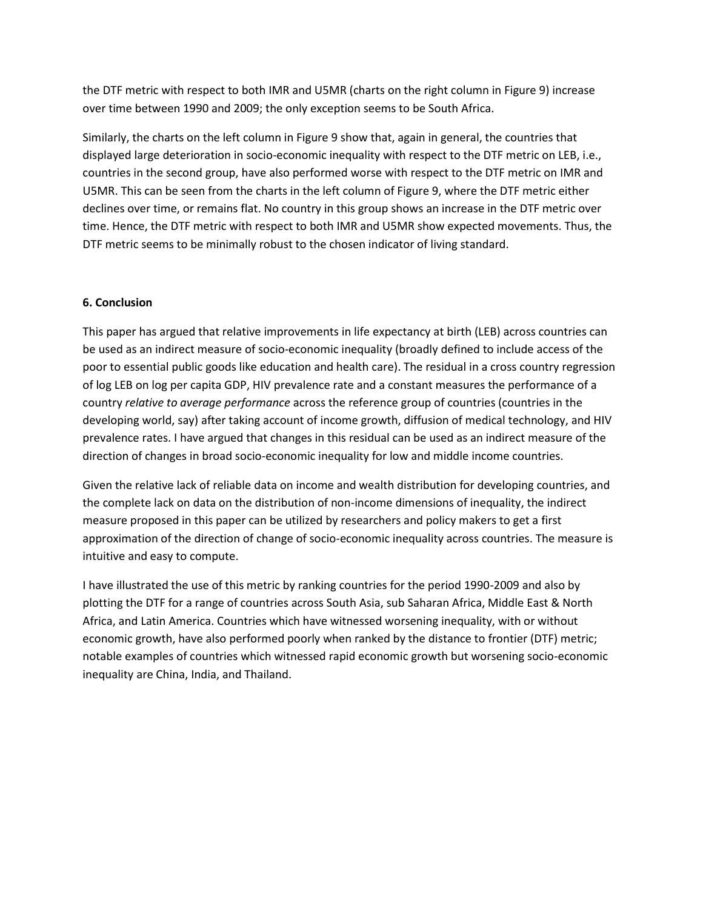the DTF metric with respect to both IMR and U5MR (charts on the right column in Figure 9) increase over time between 1990 and 2009; the only exception seems to be South Africa.

Similarly, the charts on the left column in Figure 9 show that, again in general, the countries that displayed large deterioration in socio-economic inequality with respect to the DTF metric on LEB, i.e., countries in the second group, have also performed worse with respect to the DTF metric on IMR and U5MR. This can be seen from the charts in the left column of Figure 9, where the DTF metric either declines over time, or remains flat. No country in this group shows an increase in the DTF metric over time. Hence, the DTF metric with respect to both IMR and U5MR show expected movements. Thus, the DTF metric seems to be minimally robust to the chosen indicator of living standard.

## 6. Conclusion

This paper has argued that relative improvements in life expectancy at birth (LEB) across countries can be used as an indirect measure of socio-economic inequality (broadly defined to include access of the poor to essential public goods like education and health care). The residual in a cross country regression of log LEB on log per capita GDP, HIV prevalence rate and a constant measures the performance of a country *relative to average performance* across the reference group of countries (countries in the developing world, say) after taking account of income growth, diffusion of medical technology, and HIV prevalence rates. I have argued that changes in this residual can be used as an indirect measure of the direction of changes in broad socio-economic inequality for low and middle income countries.

Given the relative lack of reliable data on income and wealth distribution for developing countries, and the complete lack on data on the distribution of non-income dimensions of inequality, the indirect measure proposed in this paper can be utilized by researchers and policy makers to get a first approximation of the direction of change of socio-economic inequality across countries. The measure is intuitive and easy to compute.

I have illustrated the use of this metric by ranking countries for the period 1990-2009 and also by plotting the DTF for a range of countries across South Asia, sub Saharan Africa, Middle East & North Africa, and Latin America. Countries which have witnessed worsening inequality, with or without economic growth, have also performed poorly when ranked by the distance to frontier (DTF) metric; notable examples of countries which witnessed rapid economic growth but worsening socio-economic inequality are China, India, and Thailand.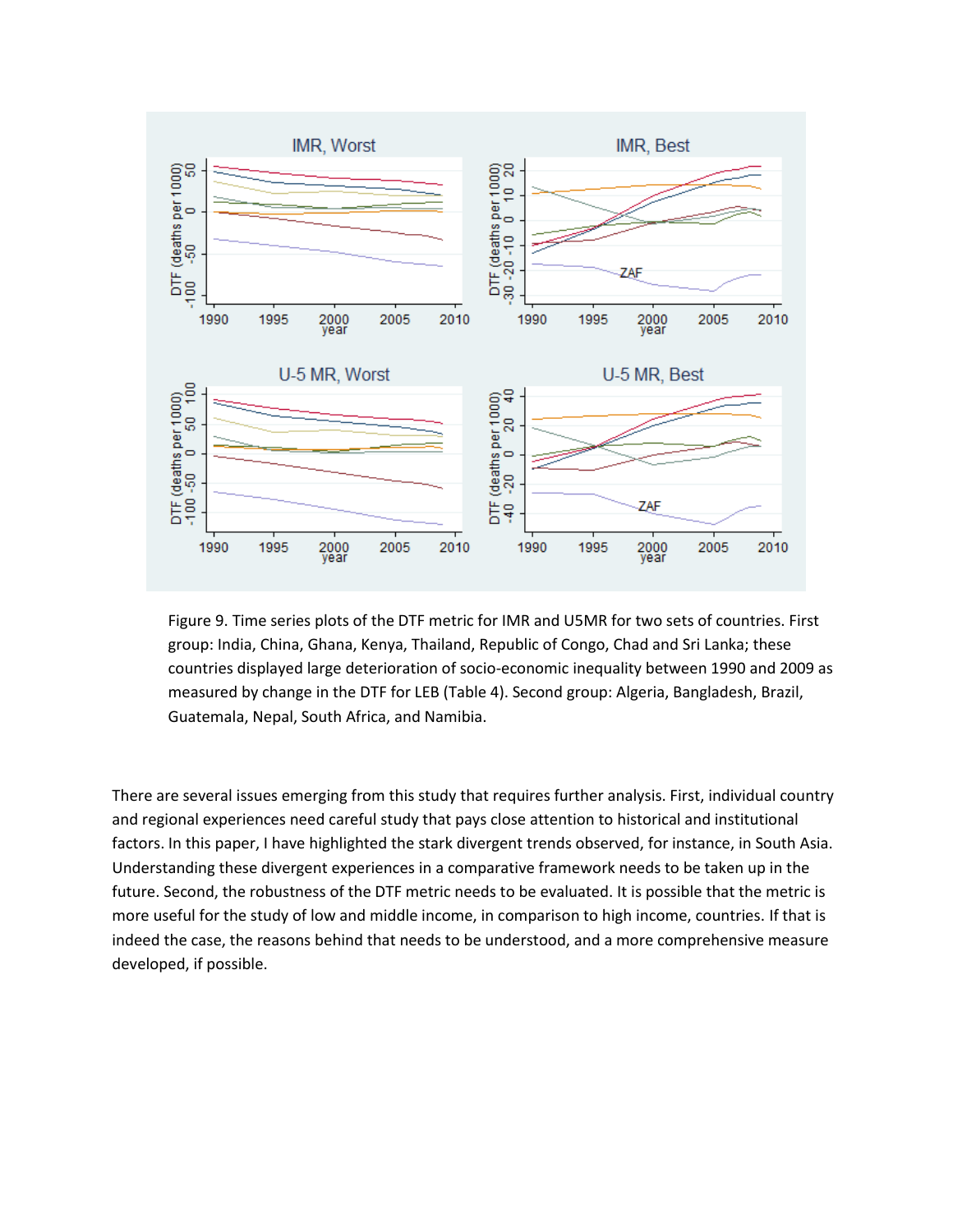Figure 9. Time series plots of the DTF metric for IMR and U5MR for two sets of countries. First group: India, China, Ghana, Kenya, Thailand, Republic of Congo, Chad and Sri Lanka; these countries displayed large deterioration of socio-economic inequality between 1990 and 2009 as measured by change in the DTF for LEB (Table 4). Second group: Algeria, Bangladesh, Brazil, Guatemala, Nepal, South Africa, and Namibia.

There are several issues emerging from this study that requires further analysis. First, individual country and regional experiences need careful study that pays close attention to historical and institutional factors. In this paper, I have highlighted the stark divergent trends observed, for instance, in South Asia. Understanding these divergent experiences in a comparative framework needs to be taken up in the future. Second, the robustness of the DTF metric needs to be evaluated. It is possible that the metric is more useful for the study of low and middle income, in comparison to high income, countries. If that is indeed the case, the reasons behind that needs to be understood, and a more comprehensive measure developed, if possible.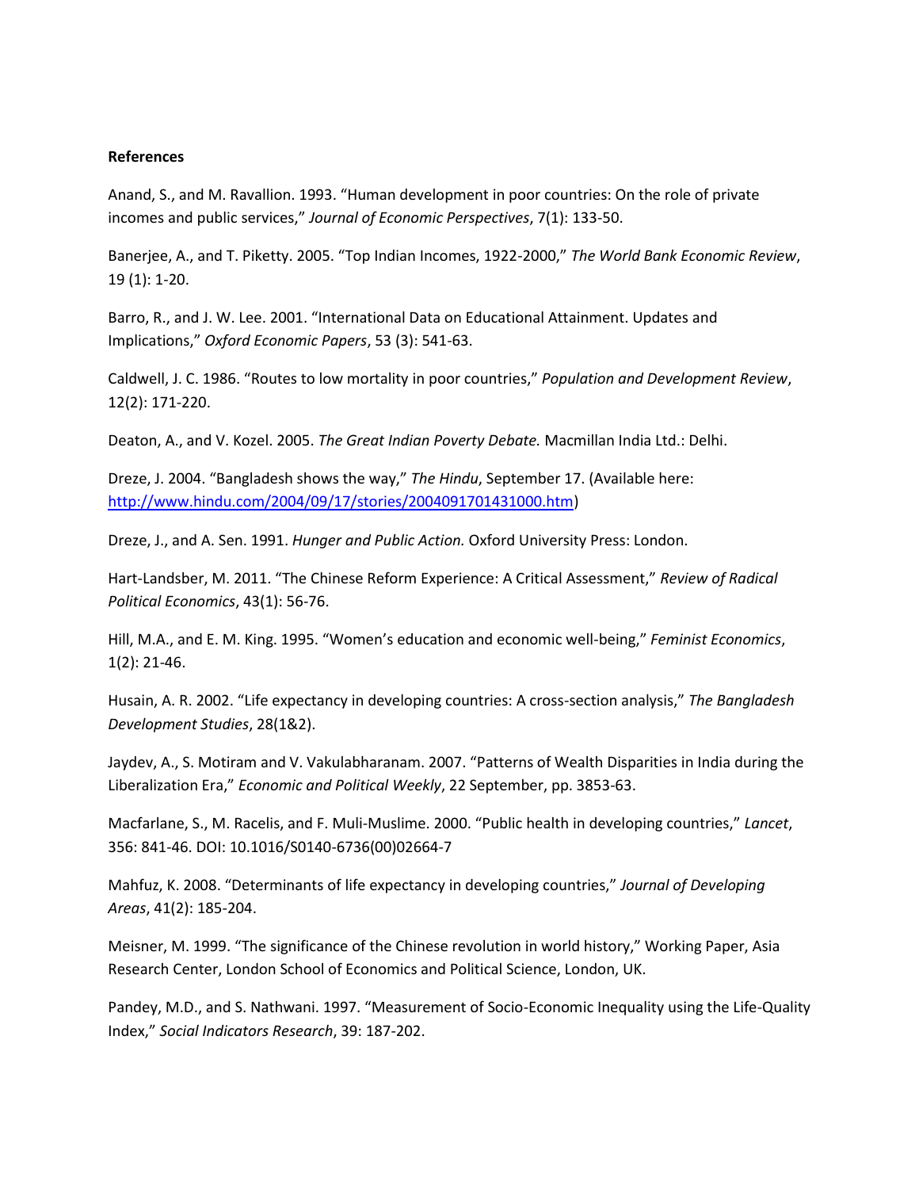**References**

Anand, S., and M. Ravallion. 1993. "Human development in poor countries: On the role of private incomes and public services," *Journal of Economic Perspectives*, 7(1): 133-50.

Banerjee, A., and T. Piketty. 2005. "Top Indian Incomes, 1922-2000," *The World Bank Economic Review*, 19 (1): 1-20.

Barro, R., and J. W. Lee. 2001. "International Data on Educational Attainment. Updates and Implications," *Oxford Economic Papers*, 53 (3): 541-63.

Caldwell, J. C. 1986. "Routes to low mortality in poor countries," *Population and Development Review*, 12(2): 171-220.

Deaton, A., and V. Kozel. 2005. *The Great Indian Poverty Debate.* Macmillan India Ltd.: Delhi.

Dreze, J. 2004. "Bangladesh shows the way," *The Hindu*, September 17. (Available here: http://www.hindu.com/2004/09/17/stories/2004091701431000.htm)

Dreze, J., and A. Sen. 1991. *Hunger and Public Action.* Oxford University Press: London.

Hart-Landsber, M. 2011. "The Chinese Reform Experience: A Critical Assessment," *Review of Radical Political Economics*, 43(1): 56-76.

Hill, M.A., and E. M. King. 1995. "Women's education and economic well-being," *Feminist Economics*, 1(2): 21-46.

Husain, A. R. 2002. "Life expectancy in developing countries: A cross-section analysis," *The Bangladesh Development Studies*, 28(1&2).

Jaydev, A., S. Motiram and V. Vakulabharanam. 2007. "Patterns of Wealth Disparities in India during the Liberalization Era," *Economic and Political Weekly*, 22 September, pp. 3853-63.

Macfarlane, S., M. Racelis, and F. Muli-Muslime. 2000. "Public health in developing countries," *Lancet*, 356: 841-46. DOI: 10.1016/S0140-6736(00)02664-7

Mahfuz, K. 2008. "Determinants of life expectancy in developing countries," *Journal of Developing Areas*, 41(2): 185-204.

Meisner, M. 1999. "The significance of the Chinese revolution in world history," Working Paper, Asia Research Center, London School of Economics and Political Science, London, UK.

Pandey, M.D., and S. Nathwani. 1997. "Measurement of Socio-Economic Inequality using the Life-Quality Index," *Social Indicators Research*, 39: 187-202.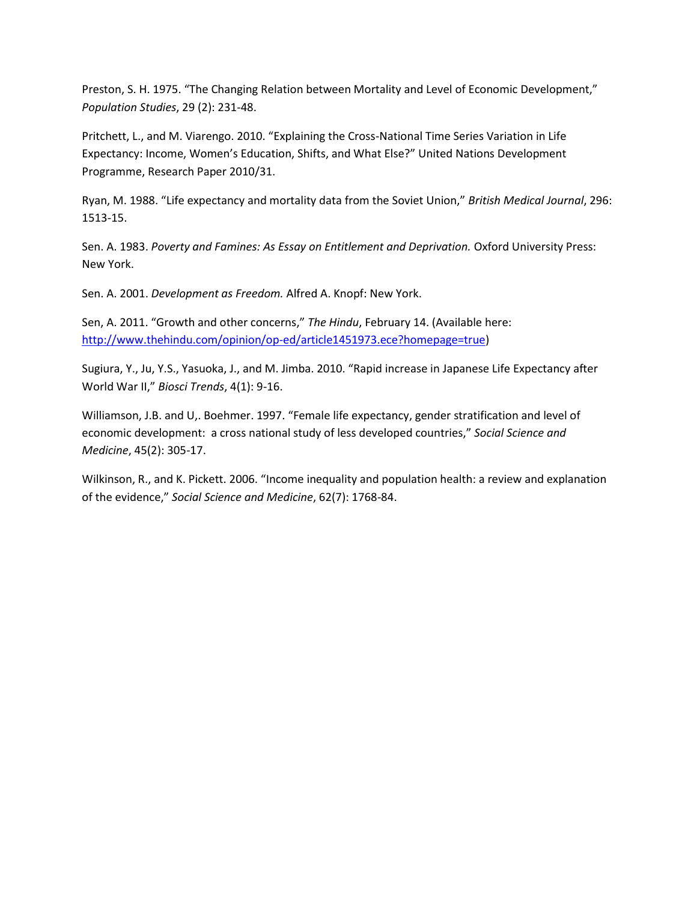Preston, S. H. 1975. "The Changing Relation between Mortality and Level of Economic Development," *Population Studies*, 29 (2): 231-48.

Pritchett, L., and M. Viarengo. 2010. "Explaining the Cross-National Time Series Variation in Life Expectancy: Income, Women's Education, Shifts, and What Else?" United Nations Development Programme, Research Paper 2010/31.

Ryan, M. 1988. "Life expectancy and mortality data from the Soviet Union," *British Medical Journal*, 296: 1513-15.

Sen. A. 1983. *Poverty and Famines: As Essay on Entitlement and Deprivation.* Oxford University Press: New York.

Sen. A. 2001. *Development as Freedom.* Alfred A. Knopf: New York.

Sen, A. 2011. "Growth and other concerns," *The Hindu*, February 14. (Available here: http://www.thehindu.com/opinion/op-ed/article1451973.ece?homepage=true)

Sugiura, Y., Ju, Y.S., Yasuoka, J., and M. Jimba. 2010. "Rapid increase in Japanese Life Expectancy after World War II," *Biosci Trends*, 4(1): 9-16.

Williamson, J.B. and U,. Boehmer. 1997. "Female life expectancy, gender stratification and level of economic development: a cross national study of less developed countries," *Social Science and Medicine*, 45(2): 305-17.

Wilkinson, R., and K. Pickett. 2006. "Income inequality and population health: a review and explanation of the evidence," *Social Science and Medicine*, 62(7): 1768-84.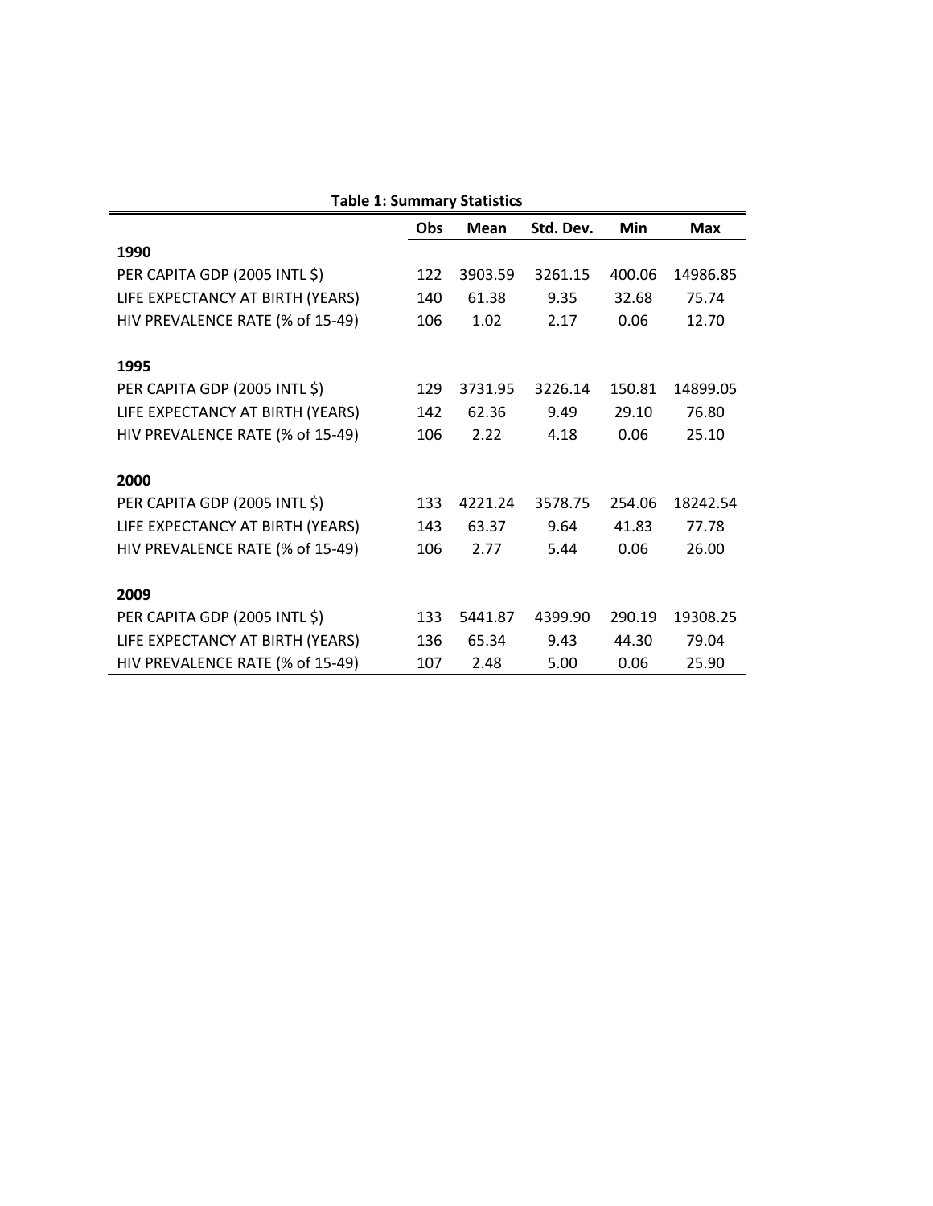**Table 1: Summary Statistics**

| | Obs | Mean | Std. Dev. | Min | Max |
|---|---|---|---|---|---|
| **1990** | | | | | |
| PER CAPITA GDP (2005 INTL $) | 122 | 3903.59 | 3261.15 | 400.06 | 14986.85 |
| LIFE EXPECTANCY AT BIRTH (YEARS) | 140 | 61.38 | 9.35 | 32.68 | 75.74 |
| HIV PREVALENCE RATE (% of 15-49) | 106 | 1.02 | 2.17 | 0.06 | 12.70 |
| **1995** | | | | | |
| PER CAPITA GDP (2005 INTL $) | 129 | 3731.95 | 3226.14 | 150.81 | 14899.05 |
| LIFE EXPECTANCY AT BIRTH (YEARS) | 142 | 62.36 | 9.49 | 29.10 | 76.80 |
| HIV PREVALENCE RATE (% of 15-49) | 106 | 2.22 | 4.18 | 0.06 | 25.10 |
| **2000** | | | | | |
| PER CAPITA GDP (2005 INTL $) | 133 | 4221.24 | 3578.75 | 254.06 | 18242.54 |
| LIFE EXPECTANCY AT BIRTH (YEARS) | 143 | 63.37 | 9.64 | 41.83 | 77.78 |
| HIV PREVALENCE RATE (% of 15-49) | 106 | 2.77 | 5.44 | 0.06 | 26.00 |
| **2009** | | | | | |
| PER CAPITA GDP (2005 INTL $) | 133 | 5441.87 | 4399.90 | 290.19 | 19308.25 |
| LIFE EXPECTANCY AT BIRTH (YEARS) | 136 | 65.34 | 9.43 | 44.30 | 79.04 |
| HIV PREVALENCE RATE (% of 15-49) | 107 | 2.48 | 5.00 | 0.06 | 25.90 |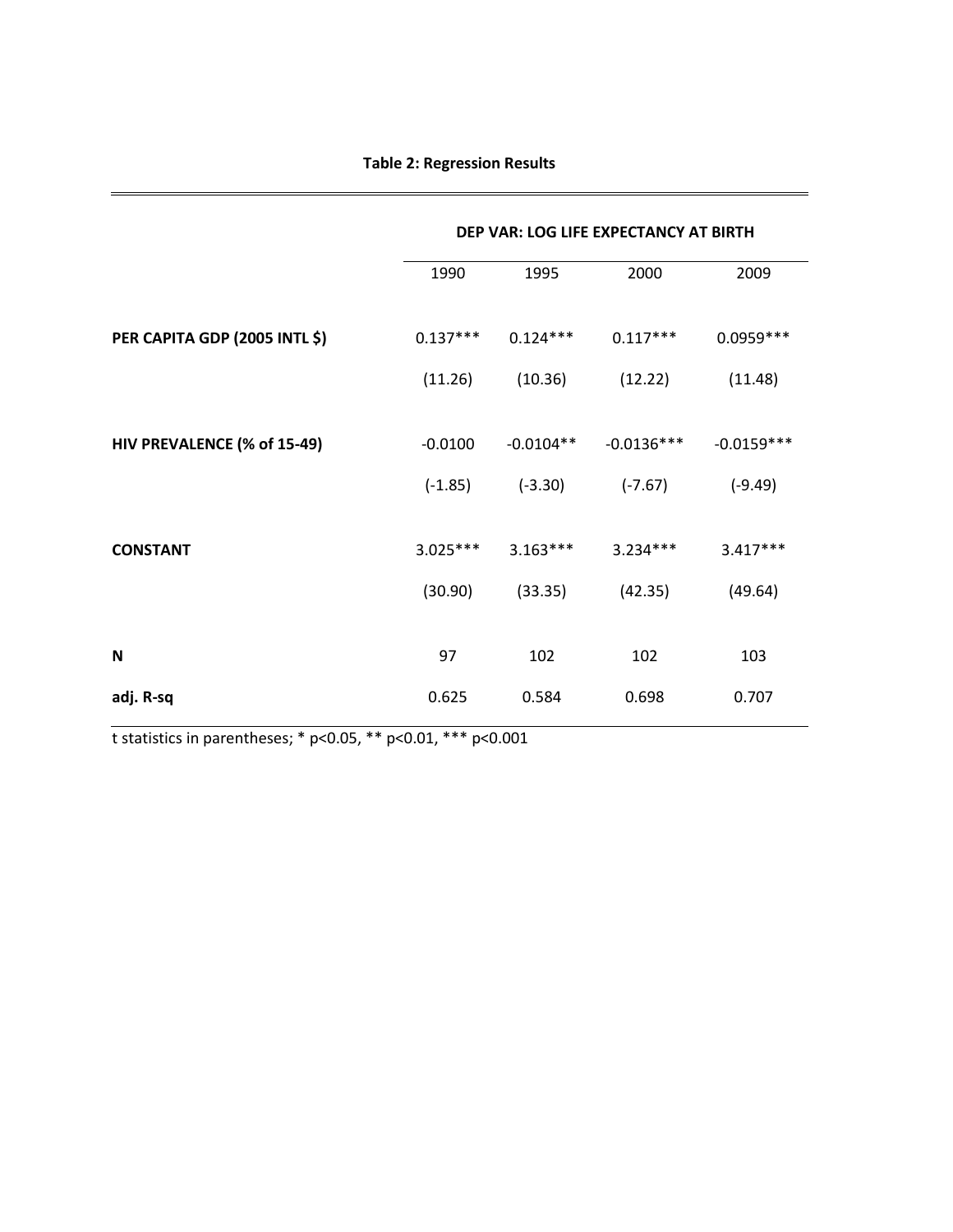**Table 2: Regression Results**

| | DEP VAR: LOG LIFE EXPECTANCY AT BIRTH | | | |
|---|---|---|---|---|
| | 1990 | 1995 | 2000 | 2009 |
| **PER CAPITA GDP (2005 INTL $)** | 0.137*** | 0.124*** | 0.117*** | 0.0959*** |
| | (11.26) | (10.36) | (12.22) | (11.48) |
| **HIV PREVALENCE (% of 15-49)** | -0.0100 | -0.0104** | -0.0136*** | -0.0159*** |
| | (-1.85) | (-3.30) | (-7.67) | (-9.49) |
| **CONSTANT** | 3.025*** | 3.163*** | 3.234*** | 3.417*** |
| | (30.90) | (33.35) | (42.35) | (49.64) |
| **N** | 97 | 102 | 102 | 103 |
| **adj. R-sq** | 0.625 | 0.584 | 0.698 | 0.707 |

t statistics in parentheses; * $p<0.05$, ** $p<0.01$, *** $p<0.001$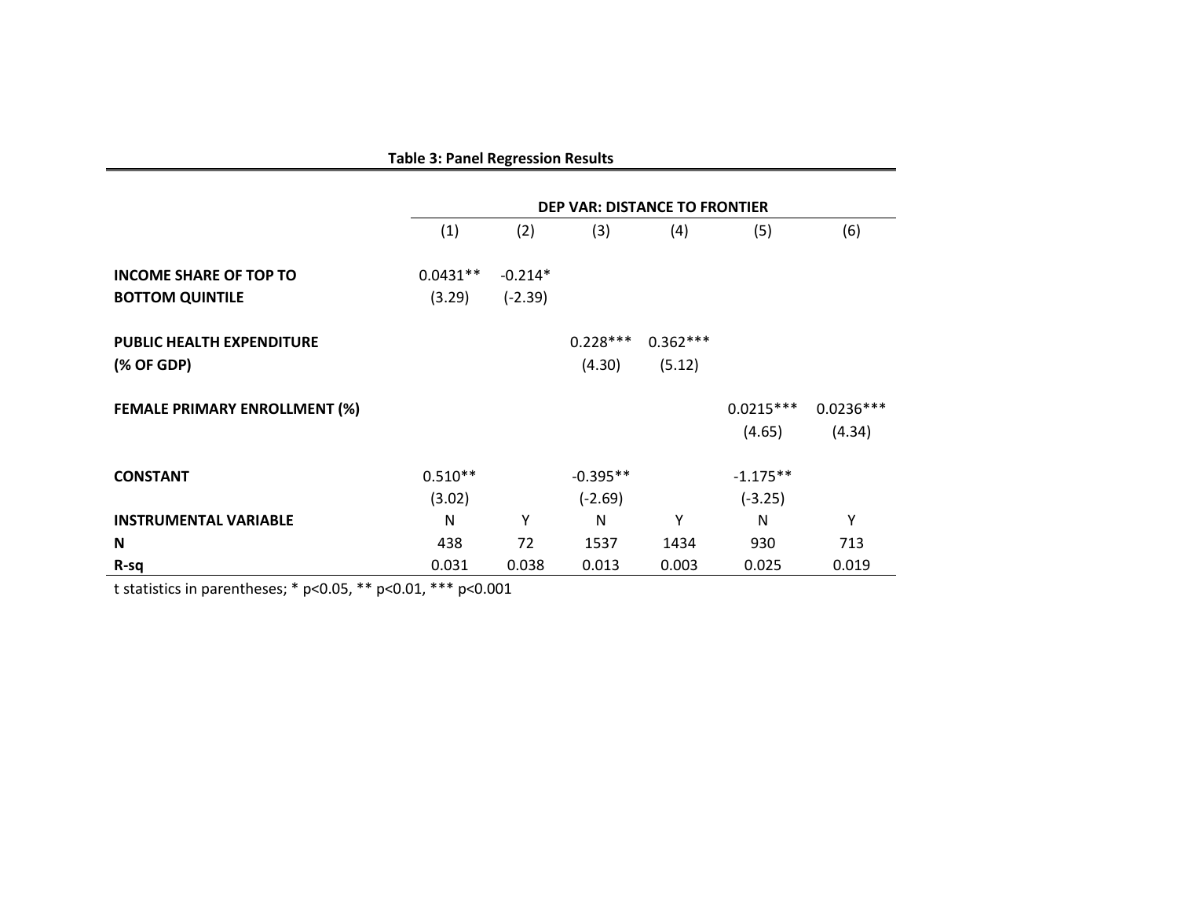**Table 3: Panel Regression Results**

| | DEP VAR: DISTANCE TO FRONTIER | | | | | |
|---|---|---|---|---|---|---|
| | (1) | (2) | (3) | (4) | (5) | (6) |
| **INCOME SHARE OF TOP TO BOTTOM QUINTILE** | 0.0431** | -0.214* | | | | |
| | (3.29) | (-2.39) | | | | |
| **PUBLIC HEALTH EXPENDITURE (% OF GDP)** | | | 0.228*** | 0.362*** | | |
| | | | (4.30) | (5.12) | | |
| **FEMALE PRIMARY ENROLLMENT (%)** | | | | | 0.0215*** | 0.0236*** |
| | | | | | (4.65) | (4.34) |
| **CONSTANT** | 0.510** | | -0.395** | | -1.175** | |
| | (3.02) | | (-2.69) | | (-3.25) | |
| **INSTRUMENTAL VARIABLE** | N | Y | N | Y | N | Y |
| **N** | 438 | 72 | 1537 | 1434 | 930 | 713 |
| **R-sq** | 0.031 | 0.038 | 0.013 | 0.003 | 0.025 | 0.019 |

t statistics in parentheses; * p<0.05, ** p<0.01, *** p<0.001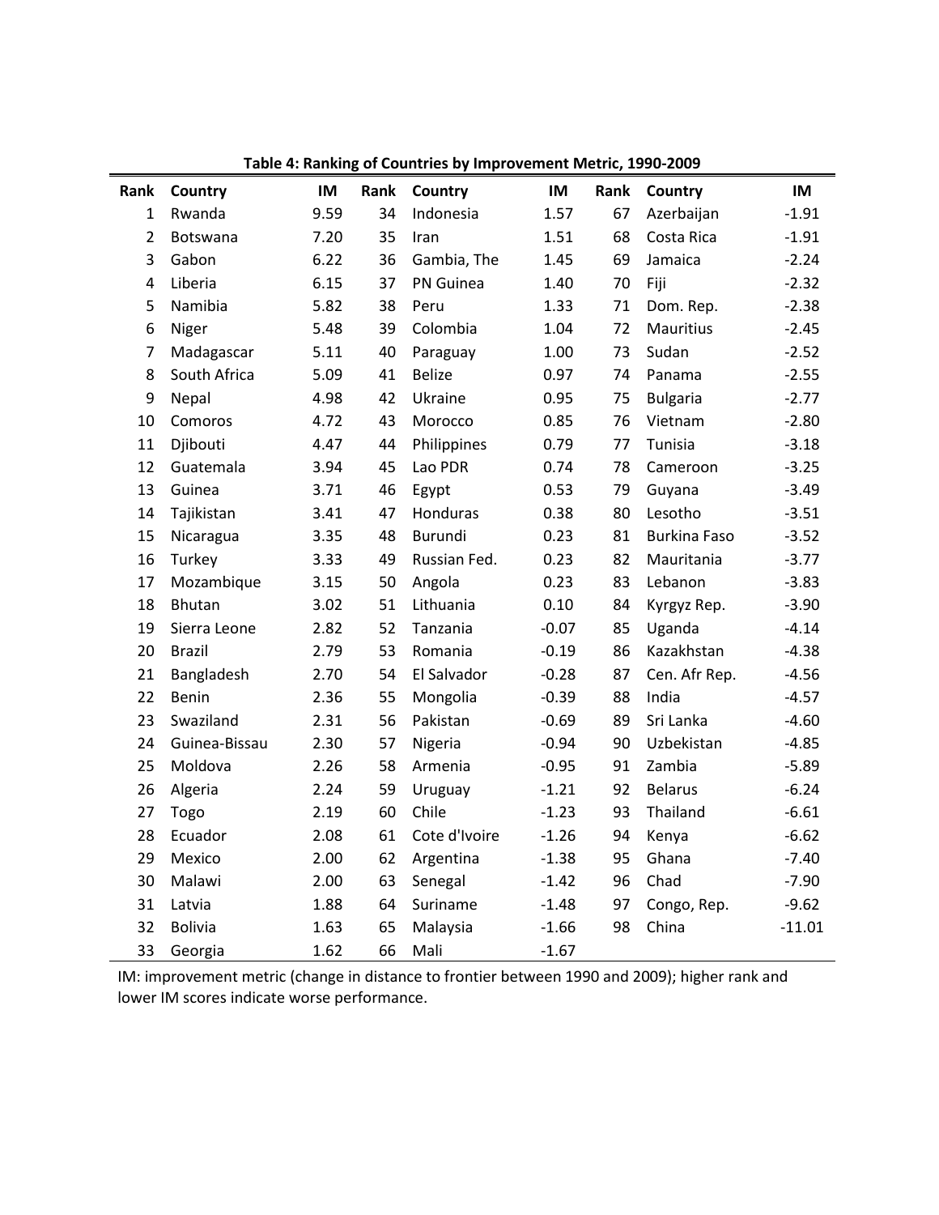**Table 4: Ranking of Countries by Improvement Metric, 1990-2009**

| Rank | Country | IM | Rank | Country | IM | Rank | Country | IM |
|---|---|---|---|---|---|---|---|---|
| 1 | Rwanda | 9.59 | 34 | Indonesia | 1.57 | 67 | Azerbaijan | -1.91 |
| 2 | Botswana | 7.20 | 35 | Iran | 1.51 | 68 | Costa Rica | -1.91 |
| 3 | Gabon | 6.22 | 36 | Gambia, The | 1.45 | 69 | Jamaica | -2.24 |
| 4 | Liberia | 6.15 | 37 | PN Guinea | 1.40 | 70 | Fiji | -2.32 |
| 5 | Namibia | 5.82 | 38 | Peru | 1.33 | 71 | Dom. Rep. | -2.38 |
| 6 | Niger | 5.48 | 39 | Colombia | 1.04 | 72 | Mauritius | -2.45 |
| 7 | Madagascar | 5.11 | 40 | Paraguay | 1.00 | 73 | Sudan | -2.52 |
| 8 | South Africa | 5.09 | 41 | Belize | 0.97 | 74 | Panama | -2.55 |
| 9 | Nepal | 4.98 | 42 | Ukraine | 0.95 | 75 | Bulgaria | -2.77 |
| 10 | Comoros | 4.72 | 43 | Morocco | 0.85 | 76 | Vietnam | -2.80 |
| 11 | Djibouti | 4.47 | 44 | Philippines | 0.79 | 77 | Tunisia | -3.18 |
| 12 | Guatemala | 3.94 | 45 | Lao PDR | 0.74 | 78 | Cameroon | -3.25 |
| 13 | Guinea | 3.71 | 46 | Egypt | 0.53 | 79 | Guyana | -3.49 |
| 14 | Tajikistan | 3.41 | 47 | Honduras | 0.38 | 80 | Lesotho | -3.51 |
| 15 | Nicaragua | 3.35 | 48 | Burundi | 0.23 | 81 | Burkina Faso | -3.52 |
| 16 | Turkey | 3.33 | 49 | Russian Fed. | 0.23 | 82 | Mauritania | -3.77 |
| 17 | Mozambique | 3.15 | 50 | Angola | 0.23 | 83 | Lebanon | -3.83 |
| 18 | Bhutan | 3.02 | 51 | Lithuania | 0.10 | 84 | Kyrgyz Rep. | -3.90 |
| 19 | Sierra Leone | 2.82 | 52 | Tanzania | -0.07 | 85 | Uganda | -4.14 |
| 20 | Brazil | 2.79 | 53 | Romania | -0.19 | 86 | Kazakhstan | -4.38 |
| 21 | Bangladesh | 2.70 | 54 | El Salvador | -0.28 | 87 | Cen. Afr Rep. | -4.56 |
| 22 | Benin | 2.36 | 55 | Mongolia | -0.39 | 88 | India | -4.57 |
| 23 | Swaziland | 2.31 | 56 | Pakistan | -0.69 | 89 | Sri Lanka | -4.60 |
| 24 | Guinea-Bissau | 2.30 | 57 | Nigeria | -0.94 | 90 | Uzbekistan | -4.85 |
| 25 | Moldova | 2.26 | 58 | Armenia | -0.95 | 91 | Zambia | -5.89 |
| 26 | Algeria | 2.24 | 59 | Uruguay | -1.21 | 92 | Belarus | -6.24 |
| 27 | Togo | 2.19 | 60 | Chile | -1.23 | 93 | Thailand | -6.61 |
| 28 | Ecuador | 2.08 | 61 | Cote d'Ivoire | -1.26 | 94 | Kenya | -6.62 |
| 29 | Mexico | 2.00 | 62 | Argentina | -1.38 | 95 | Ghana | -7.40 |
| 30 | Malawi | 2.00 | 63 | Senegal | -1.42 | 96 | Chad | -7.90 |
| 31 | Latvia | 1.88 | 64 | Suriname | -1.48 | 97 | Congo, Rep. | -9.62 |
| 32 | Bolivia | 1.63 | 65 | Malaysia | -1.66 | 98 | China | -11.01 |
| 33 | Georgia | 1.62 | 66 | Mali | -1.67 | | | |

IM: improvement metric (change in distance to frontier between 1990 and 2009); higher rank and lower IM scores indicate worse performance.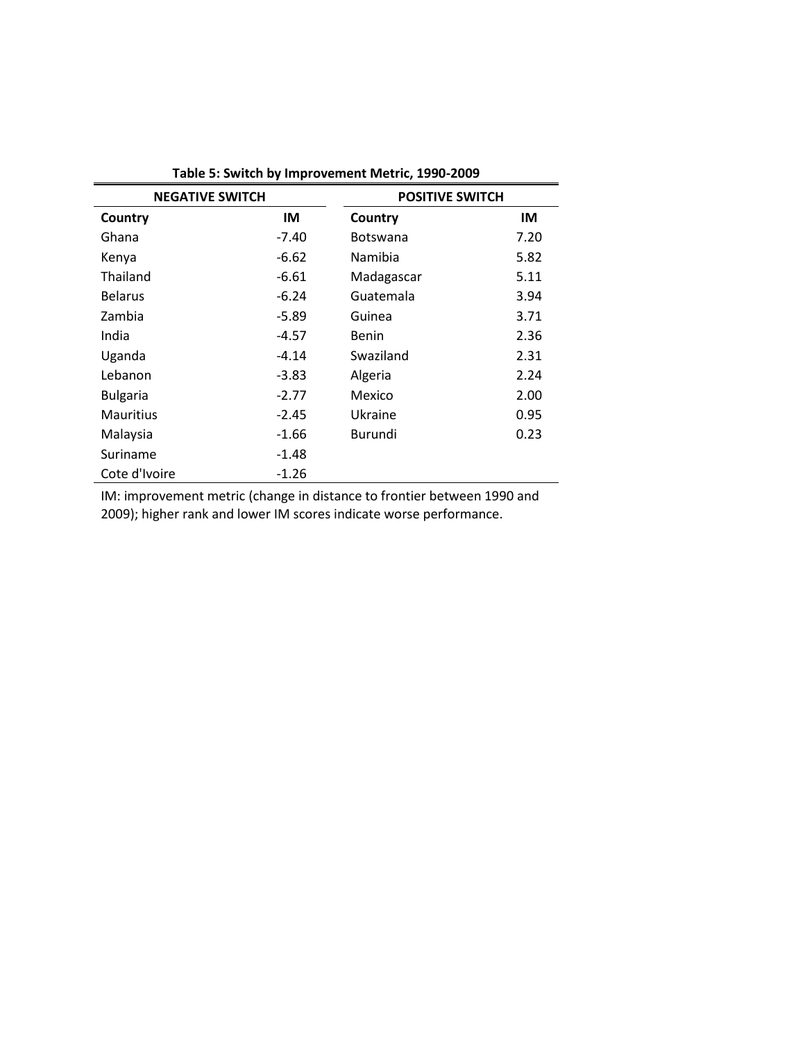**Table 5: Switch by Improvement Metric, 1990-2009**

| NEGATIVE SWITCH | | POSITIVE SWITCH | |
|---|---|---|---|
| **Country** | **IM** | **Country** | **IM** |
| Ghana | -7.40 | Botswana | 7.20 |
| Kenya | -6.62 | Namibia | 5.82 |
| Thailand | -6.61 | Madagascar | 5.11 |
| Belarus | -6.24 | Guatemala | 3.94 |
| Zambia | -5.89 | Guinea | 3.71 |
| India | -4.57 | Benin | 2.36 |
| Uganda | -4.14 | Swaziland | 2.31 |
| Lebanon | -3.83 | Algeria | 2.24 |
| Bulgaria | -2.77 | Mexico | 2.00 |
| Mauritius | -2.45 | Ukraine | 0.95 |
| Malaysia | -1.66 | Burundi | 0.23 |
| Suriname | -1.48 | | |
| Cote d'Ivoire | -1.26 | | |

IM: improvement metric (change in distance to frontier between 1990 and 2009); higher rank and lower IM scores indicate worse performance.